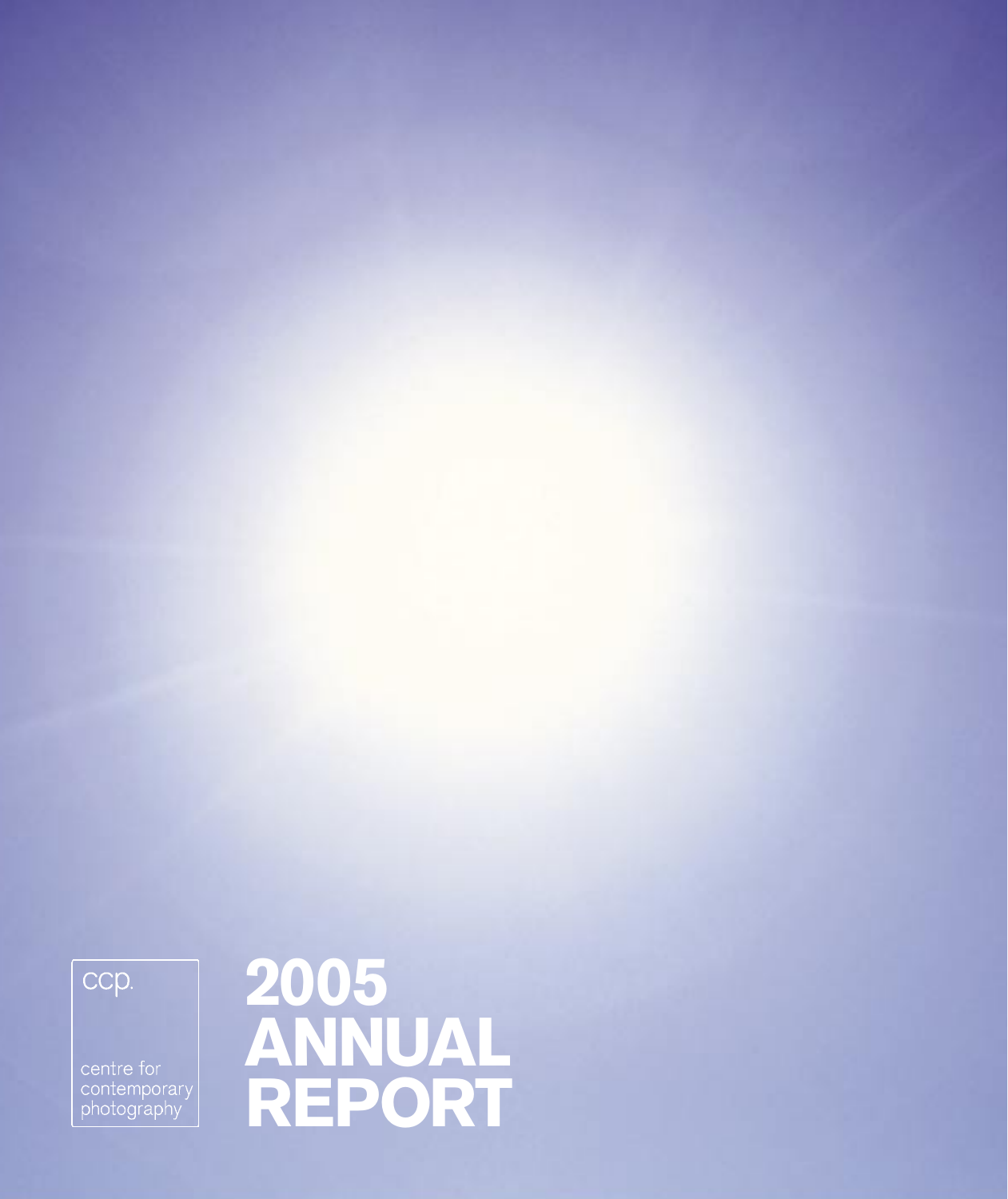ccp.

centre for contemporary photography

# 2005 ANNUAL REPORT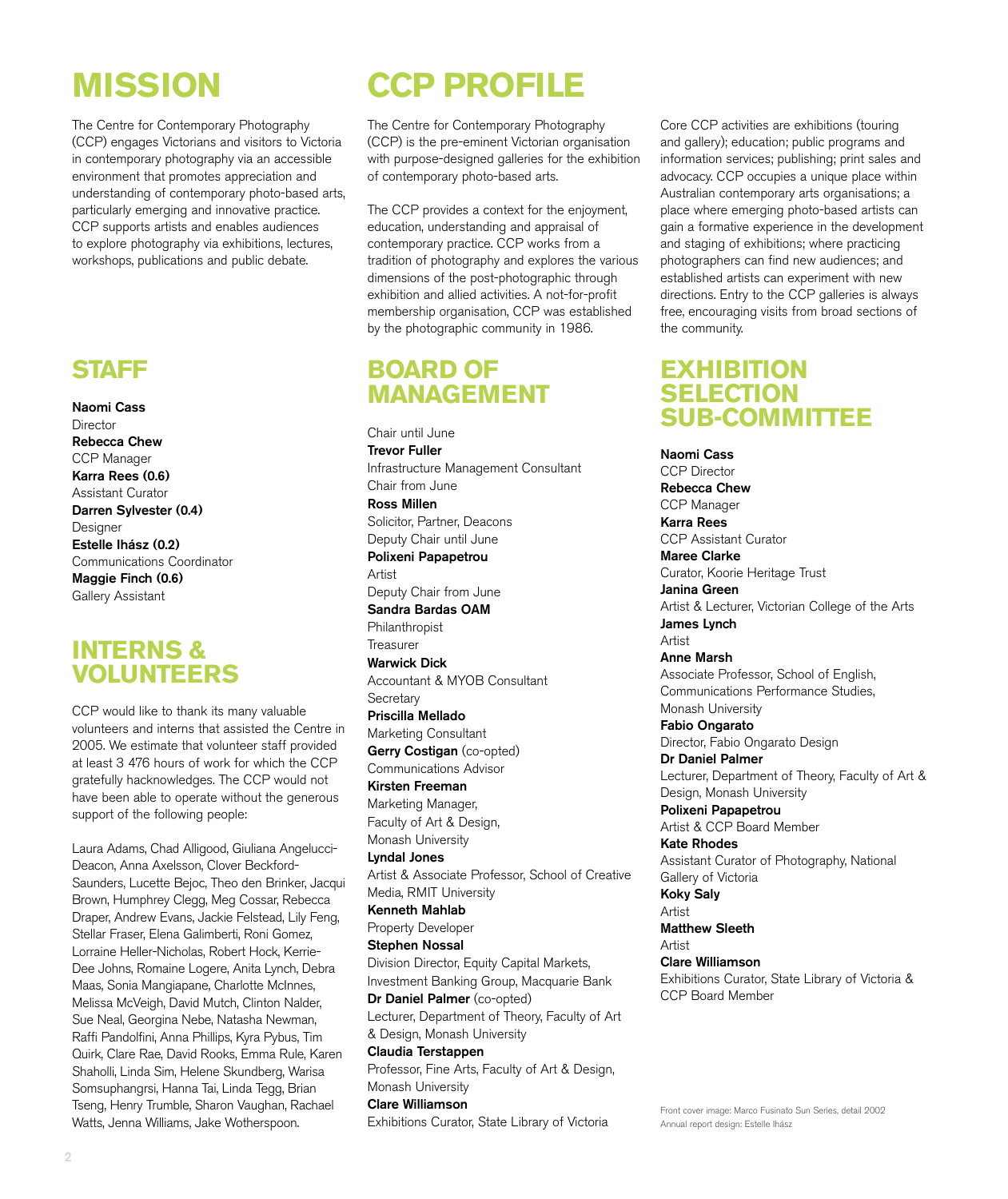# MISSION

The Centre for Contemporary Photography (CCP) engages Victorians and visitors to Victoria in contemporary photography via an accessible environment that promotes appreciation and understanding of contemporary photo-based arts, particularly emerging and innovative practice. CCP supports artists and enables audiences to explore photography via exhibitions, lectures, workshops, publications and public debate.

# STAFF

**Naomi Cass**
Director
**Rebecca Chew**
CCP Manager
**Karra Rees (0.6)**
Assistant Curator
**Darren Sylvester (0.4)**
Designer
**Estelle Ihász (0.2)**
Communications Coordinator
**Maggie Finch (0.6)**
Gallery Assistant

# INTERNS & VOLUNTEERS

CCP would like to thank its many valuable volunteers and interns that assisted the Centre in 2005. We estimate that volunteer staff provided at least 3 476 hours of work for which the CCP gratefully hacknowledges. The CCP would not have been able to operate without the generous support of the following people:

Laura Adams, Chad Alligood, Giuliana Angelucci-Deacon, Anna Axelsson, Clover Beckford-Saunders, Lucette Bejoc, Theo den Brinker, Jacqui Brown, Humphrey Clegg, Meg Cossar, Rebecca Draper, Andrew Evans, Jackie Felstead, Lily Feng, Stellar Fraser, Elena Galimberti, Roni Gomez, Lorraine Heller-Nicholas, Robert Hock, Kerrie-Dee Johns, Romaine Logere, Anita Lynch, Debra Maas, Sonia Mangiapane, Charlotte McInnes, Melissa McVeigh, David Mutch, Clinton Nalder, Sue Neal, Georgina Nebe, Natasha Newman, Raffi Pandolfini, Anna Phillips, Kyra Pybus, Tim Quirk, Clare Rae, David Rooks, Emma Rule, Karen Shaholli, Linda Sim, Helene Skundberg, Warisa Somsuphangrsi, Hanna Tai, Linda Tegg, Brian Tseng, Henry Trumble, Sharon Vaughan, Rachael Watts, Jenna Williams, Jake Wotherspoon.

# CCP PROFILE

The Centre for Contemporary Photography (CCP) is the pre-eminent Victorian organisation with purpose-designed galleries for the exhibition of contemporary photo-based arts.

The CCP provides a context for the enjoyment, education, understanding and appraisal of contemporary practice. CCP works from a tradition of photography and explores the various dimensions of the post-photographic through exhibition and allied activities. A not-for-profit membership organisation, CCP was established by the photographic community in 1986.

Core CCP activities are exhibitions (touring and gallery); education; public programs and information services; publishing; print sales and advocacy. CCP occupies a unique place within Australian contemporary arts organisations; a place where emerging photo-based artists can gain a formative experience in the development and staging of exhibitions; where practicing photographers can find new audiences; and established artists can experiment with new directions. Entry to the CCP galleries is always free, encouraging visits from broad sections of the community.

# BOARD OF MANAGEMENT

Chair until June
**Trevor Fuller**
Infrastructure Management Consultant
Chair from June
**Ross Millen**
Solicitor, Partner, Deacons
Deputy Chair until June
**Polixeni Papapetrou**
Artist
Deputy Chair from June
**Sandra Bardas OAM**
Philanthropist
Treasurer
**Warwick Dick**
Accountant & MYOB Consultant
Secretary
**Priscilla Mellado**
Marketing Consultant
**Gerry Costigan** (co-opted)
Communications Advisor
**Kirsten Freeman**
Marketing Manager, Faculty of Art & Design, Monash University
**Lyndal Jones**
Artist & Associate Professor, School of Creative Media, RMIT University
**Kenneth Mahlab**
Property Developer
**Stephen Nossal**
Division Director, Equity Capital Markets, Investment Banking Group, Macquarie Bank
**Dr Daniel Palmer** (co-opted)
Lecturer, Department of Theory, Faculty of Art & Design, Monash University
**Claudia Terstappen**
Professor, Fine Arts, Faculty of Art & Design, Monash University
**Clare Williamson**
Exhibitions Curator, State Library of Victoria

# EXHIBITION SELECTION SUB-COMMITTEE

**Naomi Cass**
CCP Director
**Rebecca Chew**
CCP Manager
**Karra Rees**
CCP Assistant Curator
**Maree Clarke**
Curator, Koorie Heritage Trust
**Janina Green**
Artist & Lecturer, Victorian College of the Arts
**James Lynch**
Artist
**Anne Marsh**
Associate Professor, School of English, Communications Performance Studies, Monash University
**Fabio Ongarato**
Director, Fabio Ongarato Design
**Dr Daniel Palmer**
Lecturer, Department of Theory, Faculty of Art & Design, Monash University
**Polixeni Papapetrou**
Artist & CCP Board Member
**Kate Rhodes**
Assistant Curator of Photography, National Gallery of Victoria
**Koky Saly**
Artist
**Matthew Sleeth**
Artist
**Clare Williamson**
Exhibitions Curator, State Library of Victoria & CCP Board Member

Front cover image: Marco Fusinato Sun Series, detail 2002
Annual report design: Estelle Ihász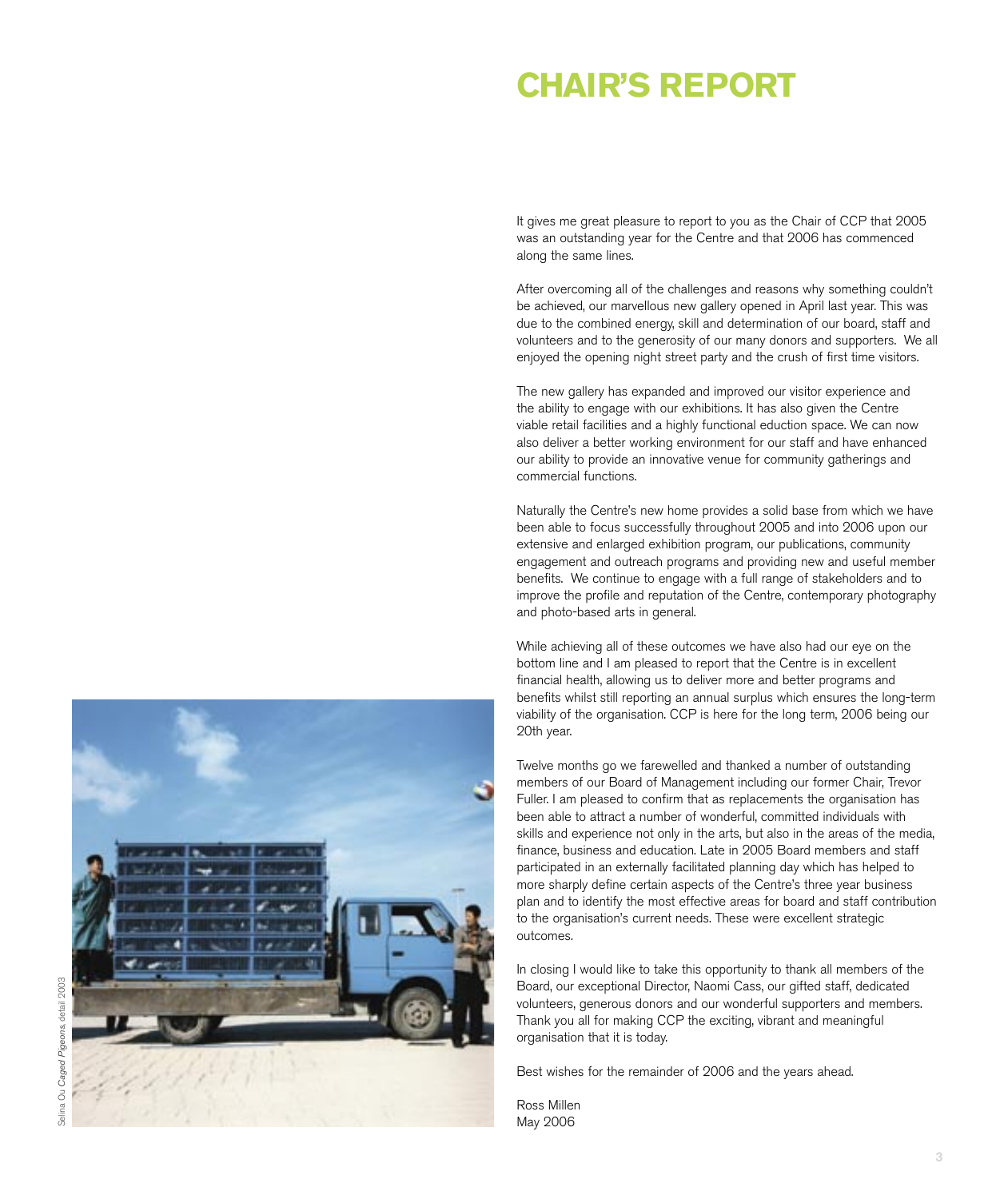# CHAIR'S REPORT

It gives me great pleasure to report to you as the Chair of CCP that 2005 was an outstanding year for the Centre and that 2006 has commenced along the same lines.

After overcoming all of the challenges and reasons why something couldn't be achieved, our marvellous new gallery opened in April last year. This was due to the combined energy, skill and determination of our board, staff and volunteers and to the generosity of our many donors and supporters. We all enjoyed the opening night street party and the crush of first time visitors.

The new gallery has expanded and improved our visitor experience and the ability to engage with our exhibitions. It has also given the Centre viable retail facilities and a highly functional eduction space. We can now also deliver a better working environment for our staff and have enhanced our ability to provide an innovative venue for community gatherings and commercial functions.

Naturally the Centre's new home provides a solid base from which we have been able to focus successfully throughout 2005 and into 2006 upon our extensive and enlarged exhibition program, our publications, community engagement and outreach programs and providing new and useful member benefits. We continue to engage with a full range of stakeholders and to improve the profile and reputation of the Centre, contemporary photography and photo-based arts in general.

While achieving all of these outcomes we have also had our eye on the bottom line and I am pleased to report that the Centre is in excellent financial health, allowing us to deliver more and better programs and benefits whilst still reporting an annual surplus which ensures the long-term viability of the organisation. CCP is here for the long term, 2006 being our 20th year.

Twelve months go we farewelled and thanked a number of outstanding members of our Board of Management including our former Chair, Trevor Fuller. I am pleased to confirm that as replacements the organisation has been able to attract a number of wonderful, committed individuals with skills and experience not only in the arts, but also in the areas of the media, finance, business and education. Late in 2005 Board members and staff participated in an externally facilitated planning day which has helped to more sharply define certain aspects of the Centre's three year business plan and to identify the most effective areas for board and staff contribution to the organisation's current needs. These were excellent strategic outcomes.

In closing I would like to take this opportunity to thank all members of the Board, our exceptional Director, Naomi Cass, our gifted staff, dedicated volunteers, generous donors and our wonderful supporters and members. Thank you all for making CCP the exciting, vibrant and meaningful organisation that it is today.

Best wishes for the remainder of 2006 and the years ahead.

Ross Millen
May 2006

Selina Ou *Caged Pigeons*, detail 2003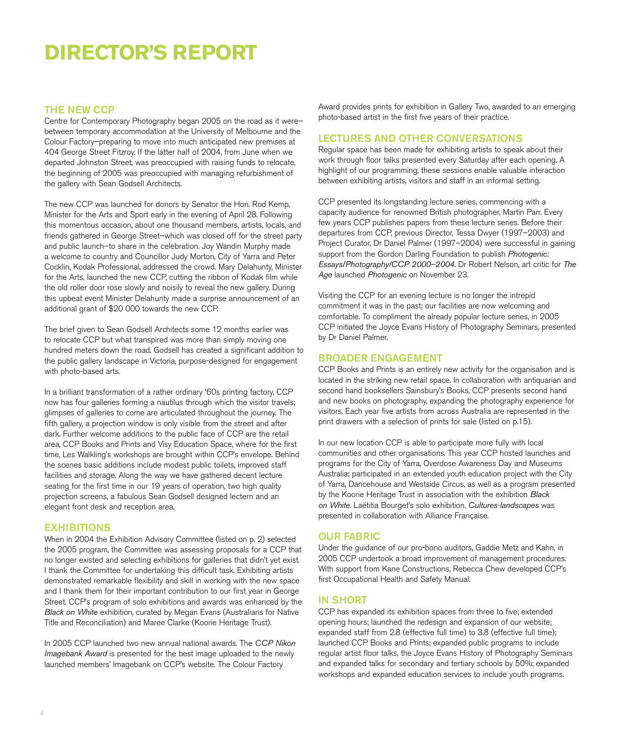# DIRECTOR'S REPORT

## THE NEW CCP

Centre for Contemporary Photography began 2005 on the road as it were–between temporary accommodation at the University of Melbourne and the Colour Factory–preparing to move into much anticipated new premises at 404 George Street Fitzroy. If the latter half of 2004, from June when we departed Johnston Street, was preoccupied with raising funds to relocate, the beginning of 2005 was preoccupied with managing refurbishment of the gallery with Sean Godsell Architects.

The new CCP was launched for donors by Senator the Hon. Rod Kemp, Minister for the Arts and Sport early in the evening of April 28. Following this momentous occasion, about one thousand members, artists, locals, and friends gathered in George Street–which was closed off for the street party and public launch–to share in the celebration. Joy Wandin Murphy made a welcome to country and Councillor Judy Morton, City of Yarra and Peter Cocklin, Kodak Professional, addressed the crowd. Mary Delahunty, Minister for the Arts, launched the new CCP, cutting the ribbon of Kodak film while the old roller door rose slowly and noisily to reveal the new gallery. During this upbeat event Minister Delahunty made a surprise announcement of an additional grant of $20 000 towards the new CCP.

The brief given to Sean Godsell Architects some 12 months earlier was to relocate CCP but what transpired was more than simply moving one hundred meters down the road. Godsell has created a significant addition to the public gallery landscape in Victoria, purpose-designed for engagement with photo-based arts.

In a brilliant transformation of a rather ordinary '60s printing factory, CCP now has four galleries forming a nautilus through which the visitor travels; glimpses of galleries to come are articulated throughout the journey. The fifth gallery, a projection window is only visible from the street and after dark. Further welcome additions to the public face of CCP are the retail area, CCP Books and Prints and Visy Education Space, where for the first time, Les Walkling's workshops are brought within CCP's envelope. Behind the scenes basic additions include modest public toilets, improved staff facilities and storage. Along the way we have gathered decent lecture seating for the first time in our 19 years of operation, two high quality projection screens, a fabulous Sean Godsell designed lectern and an elegant front desk and reception area.

## EXHIBITIONS

When in 2004 the Exhibition Advisory Committee (listed on p. 2) selected the 2005 program, the Committee was assessing proposals for a CCP that no longer existed and selecting exhibitions for galleries that didn't yet exist. I thank the Committee for undertaking this difficult task. Exhibiting artists demonstrated remarkable flexibility and skill in working with the new space and I thank them for their important contribution to our first year in George Street. CCP's program of solo exhibitions and awards was enhanced by the *Black on White* exhibition, curated by Megan Evans (Australians for Native Title and Reconciliation) and Maree Clarke (Koorie Heritage Trust).

In 2005 CCP launched two new annual national awards. The *CCP Nikon Imagebank Award* is presented for the best image uploaded to the newly launched members' Imagebank on CCP's website. The Colour Factory Award provides prints for exhibition in Gallery Two, awarded to an emerging photo-based artist in the first five years of their practice.

## LECTURES AND OTHER CONVERSATIONS

Regular space has been made for exhibiting artists to speak about their work through floor talks presented every Saturday after each opening. A highlight of our programming, these sessions enable valuable interaction between exhibiting artists, visitors and staff in an informal setting.

CCP presented its longstanding lecture series, commencing with a capacity audience for renowned British photographer, Martin Parr. Every few years CCP publishes papers from these lecture series. Before their departures from CCP, previous Director, Tessa Dwyer (1997–2003) and Project Curator, Dr Daniel Palmer (1997–2004) were successful in gaining support from the Gordon Darling Foundation to publish *Photogenic: Essays/Photography/CCP 2000–2004*. Dr Robert Nelson, art critic for *The Age* launched *Photogenic* on November 23.

Visiting the CCP for an evening lecture is no longer the intrepid commitment it was in the past; our facilities are now welcoming and comfortable. To compliment the already popular lecture series, in 2005 CCP initiated the Joyce Evans History of Photography Seminars, presented by Dr Daniel Palmer.

## BROADER ENGAGEMENT

CCP Books and Prints is an entirely new activity for the organisation and is located in the striking new retail space. In collaboration with antiquarian and second hand booksellers Sainsbury's Books, CCP presents second hand and new books on photography, expanding the photography experience for visitors. Each year five artists from across Australia are represented in the print drawers with a selection of prints for sale (listed on p.15).

In our new location CCP is able to participate more fully with local communities and other organisations. This year CCP hosted launches and programs for the City of Yarra, Overdose Awareness Day and Museums Australia; participated in an extended youth education project with the City of Yarra, Dancehouse and Westside Circus, as well as a program presented by the Koorie Heritage Trust in association with the exhibition *Black on White*. Laëtitia Bourget's solo exhibition, *Cultures-landscapes* was presented in collaboration with Alliance Française.

## OUR FABRIC

Under the guidance of our pro-bono auditors, Gaddie Metz and Kahn, in 2005 CCP undertook a broad improvement of management procedures. With support from Kane Constructions, Rebecca Chew developed CCP's first Occupational Health and Safety Manual.

## IN SHORT

CCP has expanded its exhibition spaces from three to five; extended opening hours; launched the redesign and expansion of our website; expanded staff from 2.8 (effective full time) to 3.8 (effective full time); launched CCP Books and Prints; expanded public programs to include regular artist floor talks, the Joyce Evans History of Photography Seminars and expanded talks for secondary and tertiary schools by 50%; expanded workshops and expanded education services to include youth programs.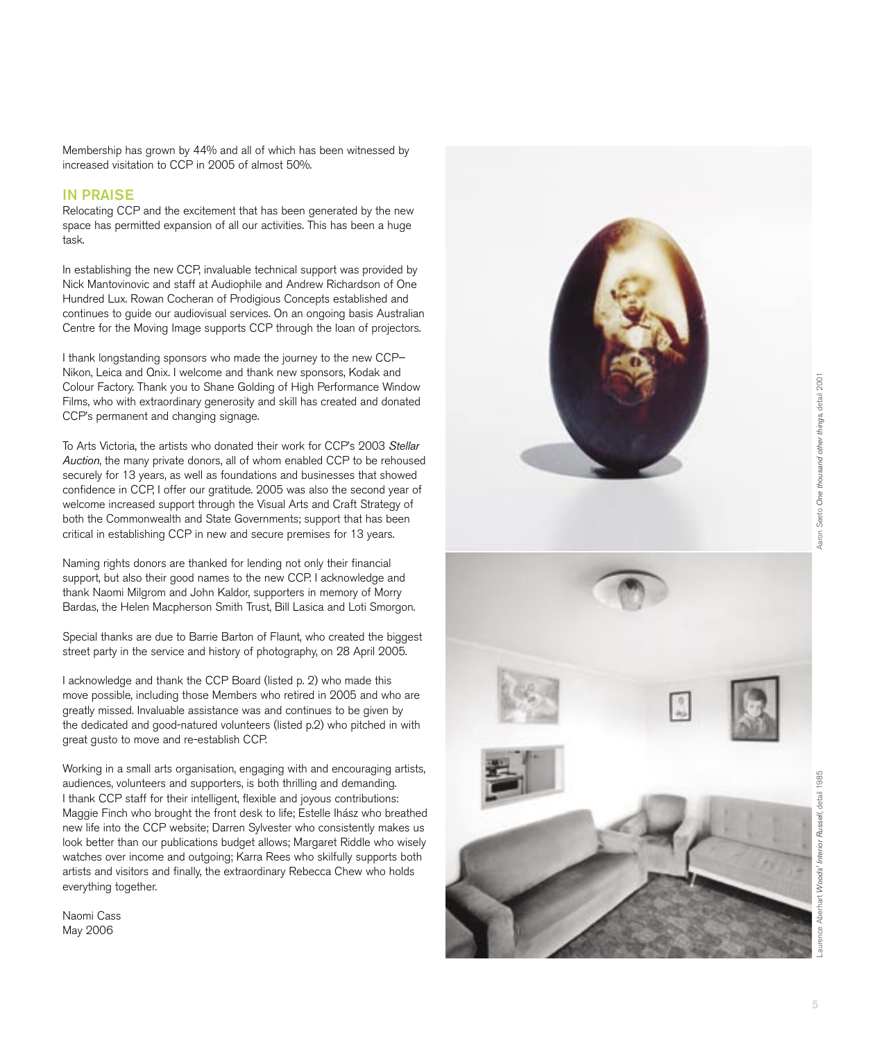Membership has grown by 44% and all of which has been witnessed by increased visitation to CCP in 2005 of almost 50%.

## IN PRAISE

Relocating CCP and the excitement that has been generated by the new space has permitted expansion of all our activities. This has been a huge task.

In establishing the new CCP, invaluable technical support was provided by Nick Mantovinovic and staff at Audiophile and Andrew Richardson of One Hundred Lux. Rowan Cocheran of Prodigious Concepts established and continues to guide our audiovisual services. On an ongoing basis Australian Centre for the Moving Image supports CCP through the loan of projectors.

I thank longstanding sponsors who made the journey to the new CCP– Nikon, Leica and Qnix. I welcome and thank new sponsors, Kodak and Colour Factory. Thank you to Shane Golding of High Performance Window Films, who with extraordinary generosity and skill has created and donated CCP's permanent and changing signage.

To Arts Victoria, the artists who donated their work for CCP's 2003 *Stellar Auction*, the many private donors, all of whom enabled CCP to be rehoused securely for 13 years, as well as foundations and businesses that showed confidence in CCP, I offer our gratitude. 2005 was also the second year of welcome increased support through the Visual Arts and Craft Strategy of both the Commonwealth and State Governments; support that has been critical in establishing CCP in new and secure premises for 13 years.

Naming rights donors are thanked for lending not only their financial support, but also their good names to the new CCP. I acknowledge and thank Naomi Milgrom and John Kaldor, supporters in memory of Morry Bardas, the Helen Macpherson Smith Trust, Bill Lasica and Loti Smorgon.

Special thanks are due to Barrie Barton of Flaunt, who created the biggest street party in the service and history of photography, on 28 April 2005.

I acknowledge and thank the CCP Board (listed p. 2) who made this move possible, including those Members who retired in 2005 and who are greatly missed. Invaluable assistance was and continues to be given by the dedicated and good-natured volunteers (listed p.2) who pitched in with great gusto to move and re-establish CCP.

Working in a small arts organisation, engaging with and encouraging artists, audiences, volunteers and supporters, is both thrilling and demanding. I thank CCP staff for their intelligent, flexible and joyous contributions: Maggie Finch who brought the front desk to life; Estelle Ihász who breathed new life into the CCP website; Darren Sylvester who consistently makes us look better than our publications budget allows; Margaret Riddle who wisely watches over income and outgoing; Karra Rees who skilfully supports both artists and visitors and finally, the extraordinary Rebecca Chew who holds everything together.

Naomi Cass
May 2006

Aaron Seeto *One thousand other things*, detail 2001

Laurence Aberhart *Woods' Interior Russell*, detail 1985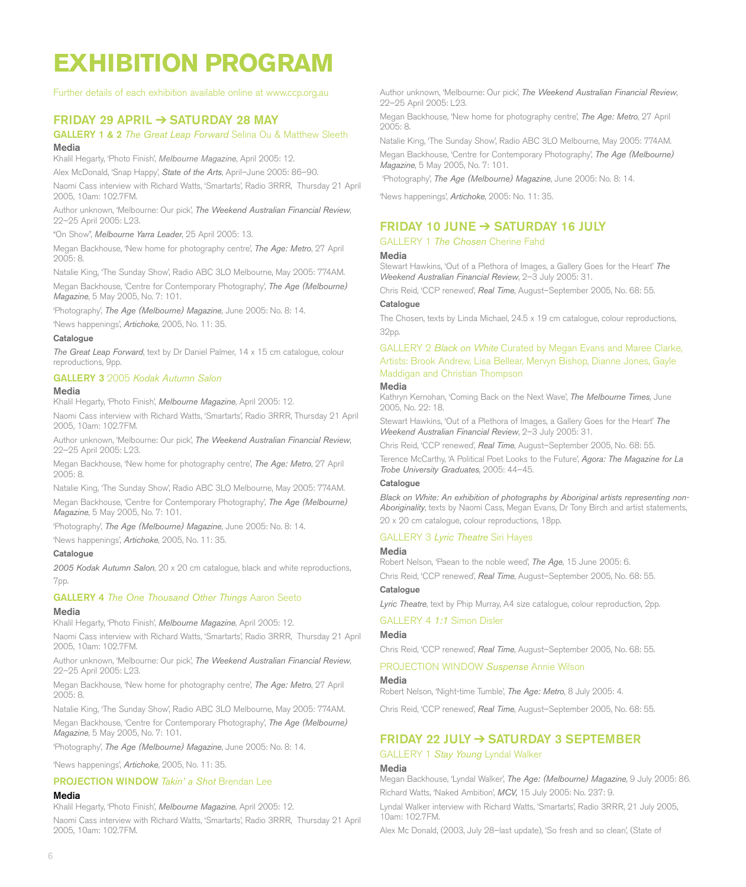# EXHIBITION PROGRAM

Further details of each exhibition available online at www.ccp.org.au

## FRIDAY 29 APRIL ➔ SATURDAY 28 MAY

### GALLERY 1 & 2 *The Great Leap Forward* Selina Ou & Matthew Sleeth

**Media**

Khalil Hegarty, 'Photo Finish', *Melbourne Magazine*, April 2005: 12.

Alex McDonald, 'Snap Happy', *State of the Arts*, April–June 2005: 86–90.

Naomi Cass interview with Richard Watts, 'Smartarts', Radio 3RRR, Thursday 21 April 2005, 10am: 102.7FM.

Author unknown, 'Melbourne: Our pick', *The Weekend Australian Financial Review*, 22–25 April 2005: L23.

"On Show", *Melbourne Yarra Leader*, 25 April 2005: 13.

Megan Backhouse, 'New home for photography centre', *The Age: Metro*, 27 April 2005: 8.

Natalie King, 'The Sunday Show', Radio ABC 3LO Melbourne, May 2005: 774AM.

Megan Backhouse, 'Centre for Contemporary Photography', *The Age (Melbourne) Magazine*, 5 May 2005, No. 7: 101.

'Photography', *The Age (Melbourne) Magazine*, June 2005: No. 8: 14.

'News happenings', *Artichoke*, 2005, No. 11: 35.

**Catalogue**

*The Great Leap Forward*, text by Dr Daniel Palmer, 14 x 15 cm catalogue, colour reproductions, 9pp.

### GALLERY 3 2005 *Kodak Autumn Salon*

**Media**

Khalil Hegarty, 'Photo Finish', *Melbourne Magazine*, April 2005: 12.

Naomi Cass interview with Richard Watts, 'Smartarts', Radio 3RRR, Thursday 21 April 2005, 10am: 102.7FM.

Author unknown, 'Melbourne: Our pick', *The Weekend Australian Financial Review*, 22–25 April 2005: L23.

Megan Backhouse, 'New home for photography centre', *The Age: Metro*, 27 April 2005: 8.

Natalie King, 'The Sunday Show', Radio ABC 3LO Melbourne, May 2005: 774AM.

Megan Backhouse, 'Centre for Contemporary Photography', *The Age (Melbourne) Magazine*, 5 May 2005, No. 7: 101.

'Photography', *The Age (Melbourne) Magazine*, June 2005: No. 8: 14.

'News happenings', *Artichoke*, 2005, No. 11: 35.

**Catalogue**

*2005 Kodak Autumn Salon*, 20 x 20 cm catalogue, black and white reproductions, 7pp.

### GALLERY 4 *The One Thousand Other Things* Aaron Seeto

**Media**

Khalil Hegarty, 'Photo Finish', *Melbourne Magazine*, April 2005: 12.

Naomi Cass interview with Richard Watts, 'Smartarts', Radio 3RRR, Thursday 21 April 2005, 10am: 102.7FM.

Author unknown, 'Melbourne: Our pick', *The Weekend Australian Financial Review*, 22–25 April 2005: L23.

Megan Backhouse, 'New home for photography centre', *The Age: Metro*, 27 April 2005: 8.

Natalie King, 'The Sunday Show', Radio ABC 3LO Melbourne, May 2005: 774AM.

Megan Backhouse, 'Centre for Contemporary Photography', *The Age (Melbourne) Magazine*, 5 May 2005, No. 7: 101.

'Photography', *The Age (Melbourne) Magazine*, June 2005: No. 8: 14.

'News happenings', *Artichoke*, 2005, No. 11: 35.

### PROJECTION WINDOW *Takin' a Shot* Brendan Lee

**Media**

Khalil Hegarty, 'Photo Finish', *Melbourne Magazine*, April 2005: 12.

Naomi Cass interview with Richard Watts, 'Smartarts', Radio 3RRR, Thursday 21 April 2005, 10am: 102.7FM.

Author unknown, 'Melbourne: Our pick', *The Weekend Australian Financial Review*, 22–25 April 2005: L23.

Megan Backhouse, 'New home for photography centre', *The Age: Metro*, 27 April 2005: 8.

Natalie King, 'The Sunday Show', Radio ABC 3LO Melbourne, May 2005: 774AM.

Megan Backhouse, 'Centre for Contemporary Photography', *The Age (Melbourne) Magazine*, 5 May 2005, No. 7: 101.

'Photography', *The Age (Melbourne) Magazine*, June 2005: No. 8: 14.

'News happenings', *Artichoke*, 2005, No. 11: 35.

## FRIDAY 10 JUNE ➔ SATURDAY 16 JULY

### GALLERY 1 *The Chosen* Cherine Fahd

**Media**

Stewart Hawkins, 'Out of a Plethora of Images, a Gallery Goes for the Heart' *The Weekend Australian Financial Review*, 2–3 July 2005: 31.

Chris Reid, 'CCP renewed', *Real Time*, August–September 2005, No. 68: 55.

**Catalogue**

The Chosen, texts by Linda Michael, 24.5 x 19 cm catalogue, colour reproductions, 32pp.

### GALLERY 2 *Black on White* Curated by Megan Evans and Maree Clarke, Artists: Brook Andrew, Lisa Bellear, Mervyn Bishop, Dianne Jones, Gayle Maddigan and Christian Thompson

**Media**

Kathryn Kernohan, 'Coming Back on the Next Wave', *The Melbourne Times*, June 2005, No. 22: 18.

Stewart Hawkins, 'Out of a Plethora of Images, a Gallery Goes for the Heart' *The Weekend Australian Financial Review*, 2–3 July 2005: 31.

Chris Reid, 'CCP renewed', *Real Time*, August–September 2005, No. 68: 55.

Terence McCarthy, 'A Political Poet Looks to the Future', *Agora: The Magazine for La Trobe University Graduates*, 2005: 44–45.

**Catalogue**

*Black on White: An exhibition of photographs by Aboriginal artists representing non-Aboriginality*, texts by Naomi Cass, Megan Evans, Dr Tony Birch and artist statements, 20 x 20 cm catalogue, colour reproductions, 18pp.

### GALLERY 3 *Lyric Theatre* Siri Hayes

**Media**

Robert Nelson, 'Paean to the noble weed', *The Age*, 15 June 2005: 6.

Chris Reid, 'CCP renewed', *Real Time*, August–September 2005, No. 68: 55.

**Catalogue**

*Lyric Theatre*, text by Phip Murray, A4 size catalogue, colour reproduction, 2pp.

### GALLERY 4 *1:1* Simon Disler

**Media**

Chris Reid, 'CCP renewed', *Real Time*, August–September 2005, No. 68: 55.

### PROJECTION WINDOW *Suspense* Annie Wilson

**Media**

Robert Nelson, 'Night-time Tumble', *The Age: Metro*, 8 July 2005: 4.

Chris Reid, 'CCP renewed', *Real Time*, August–September 2005, No. 68: 55.

## FRIDAY 22 JULY ➔ SATURDAY 3 SEPTEMBER

### GALLERY 1 *Stay Young* Lyndal Walker

**Media**

Megan Backhouse, 'Lyndal Walker', *The Age: (Melbourne) Magazine*, 9 July 2005: 86.

Richard Watts, 'Naked Ambition', *MCV,* 15 July 2005: No. 237: 9.

Lyndal Walker interview with Richard Watts, 'Smartarts', Radio 3RRR, 21 July 2005, 10am: 102.7FM.

Alex Mc Donald, (2003, July 28–last update), 'So fresh and so clean', (State of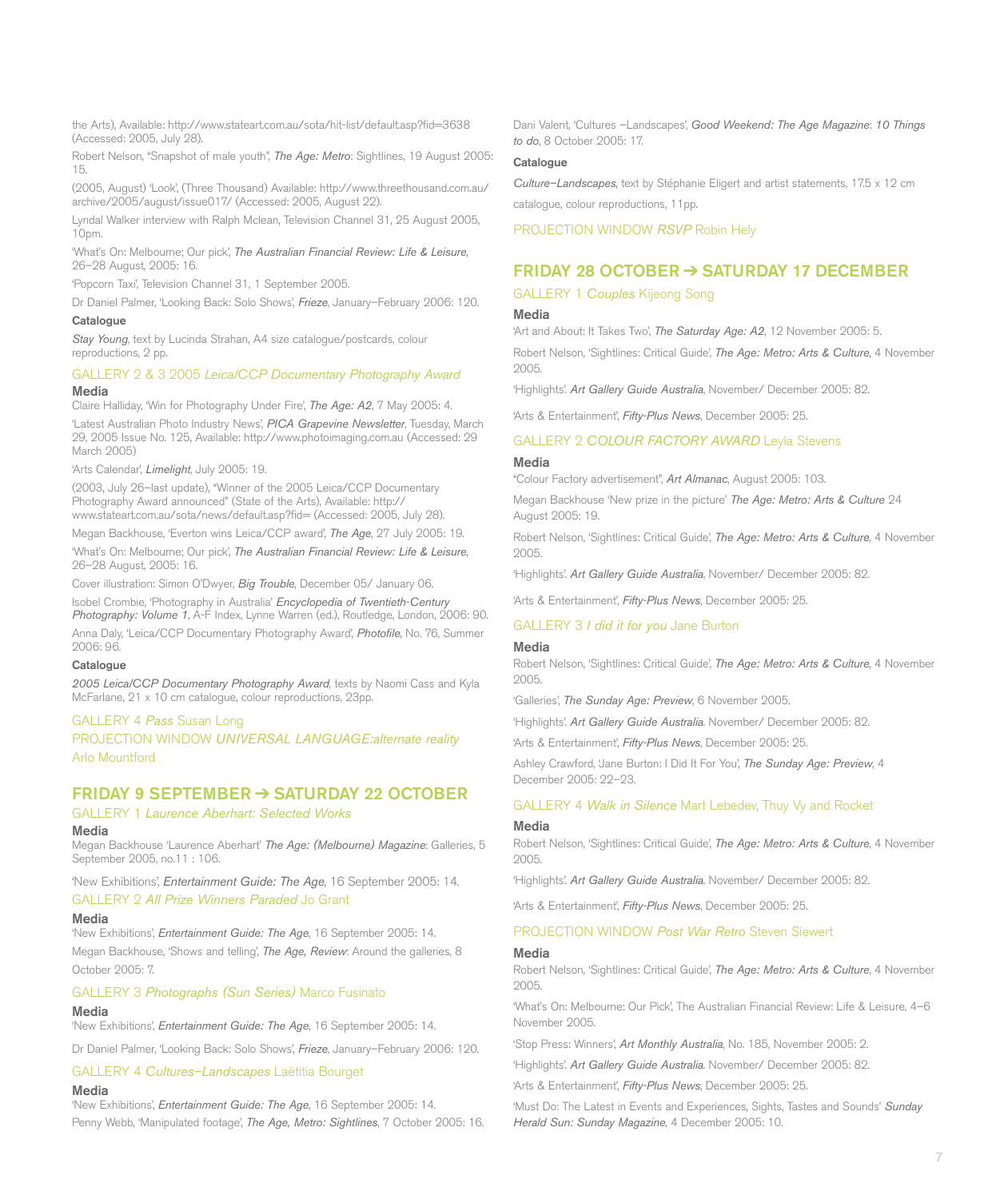the Arts), Available: http://www.stateart.com.au/sota/hit-list/default.asp?fid=3638 (Accessed: 2005, July 28).

Robert Nelson, "Snapshot of male youth", *The Age: Metro*: Sightlines, 19 August 2005: 15.

(2005, August) 'Look', (Three Thousand) Available: http://www.threethousand.com.au/archive/2005/august/issue017/ (Accessed: 2005, August 22).

Lyndal Walker interview with Ralph Mclean, Television Channel 31, 25 August 2005, 10pm.

'What's On: Melbourne; Our pick', *The Australian Financial Review: Life & Leisure*, 26–28 August, 2005: 16.

'Popcorn Taxi', Television Channel 31, 1 September 2005.

Dr Daniel Palmer, 'Looking Back: Solo Shows', *Frieze*, January–February 2006: 120.

#### Catalogue

*Stay Young*, text by Lucinda Strahan, A4 size catalogue/postcards, colour reproductions, 2 pp.

### GALLERY 2 & 3 2005 *Leica/CCP Documentary Photography Award*

#### Media

Claire Halliday, 'Win for Photography Under Fire', *The Age: A2*, 7 May 2005: 4.

'Latest Australian Photo Industry News', *PICA Grapevine Newsletter*, Tuesday, March 29, 2005 Issue No. 125, Available: http://www.photoimaging.com.au (Accessed: 29 March 2005)

'Arts Calendar', *Limelight*, July 2005: 19.

(2003, July 26–last update), "Winner of the 2005 Leica/CCP Documentary Photography Award announced" (State of the Arts), Available: http://www.stateart.com.au/sota/news/default.asp?fid= (Accessed: 2005, July 28).

Megan Backhouse, 'Everton wins Leica/CCP award', *The Age*, 27 July 2005: 19.

'What's On: Melbourne; Our pick', *The Australian Financial Review: Life & Leisure*, 26–28 August, 2005: 16.

Cover illustration: Simon O'Dwyer, *Big Trouble*, December 05/ January 06.

Isobel Crombie, 'Photography in Australia' *Encyclopedia of Twentieth-Century Photography: Volume 1*, A-F Index, Lynne Warren (ed.), Routledge, London, 2006: 90.

Anna Daly, 'Leica/CCP Documentary Photography Award', *Photofile*, No. 76, Summer 2006: 96.

#### Catalogue

*2005 Leica/CCP Documentary Photography Award*, texts by Naomi Cass and Kyla McFarlane, 21 x 10 cm catalogue, colour reproductions, 23pp.

### GALLERY 4 *Pass* Susan Long

### PROJECTION WINDOW *UNIVERSAL LANGUAGE:alternate reality* Arlo Mountford

## FRIDAY 9 SEPTEMBER ➔ SATURDAY 22 OCTOBER

### GALLERY 1 *Laurence Aberhart: Selected Works*

#### Media

Megan Backhouse 'Laurence Aberhart' *The Age: (Melbourne) Magazine*: Galleries, 5 September 2005, no.11 : 106.

'New Exhibitions', *Entertainment Guide: The Age*, 16 September 2005: 14.

### GALLERY 2 *All Prize Winners Paraded* Jo Grant

#### Media

'New Exhibitions', *Entertainment Guide: The Age*, 16 September 2005: 14.

Megan Backhouse, 'Shows and telling', *The Age, Review*: Around the galleries, 8 October 2005: 7.

### GALLERY 3 *Photographs (Sun Series)* Marco Fusinato

#### Media

'New Exhibitions', *Entertainment Guide: The Age*, 16 September 2005: 14.

Dr Daniel Palmer, 'Looking Back: Solo Shows', *Frieze*, January–February 2006: 120.

### GALLERY 4 *Cultures–Landscapes* Laëtitia Bourget

#### Media

'New Exhibitions', *Entertainment Guide: The Age*, 16 September 2005: 14.

Penny Webb, 'Manipulated footage', *The Age, Metro: Sightlines*, 7 October 2005: 16.

Dani Valent, 'Cultures –Landscapes', *Good Weekend: The Age Magazine*: *10 Things to do*, 8 October 2005: 17.

#### Catalogue

*Culture–Landscapes*, text by Stéphanie Eligert and artist statements, 17.5 x 12 cm catalogue, colour reproductions, 11pp.

### PROJECTION WINDOW *RSVP* Robin Hely

## FRIDAY 28 OCTOBER ➔ SATURDAY 17 DECEMBER

### GALLERY 1 *Couples* Kijeong Song

#### Media

'Art and About: It Takes Two', *The Saturday Age: A2*, 12 November 2005: 5.

Robert Nelson, 'Sightlines: Critical Guide', *The Age: Metro: Arts & Culture*, 4 November 2005.

'Highlights'. *Art Gallery Guide Australia*, November/ December 2005: 82.

'Arts & Entertainment', *Fifty-Plus News*, December 2005: 25.

### GALLERY 2 *COLOUR FACTORY AWARD* Leyla Stevens

#### Media

"Colour Factory advertisement", *Art Almanac*, August 2005: 103.

Megan Backhouse 'New prize in the picture' *The Age: Metro: Arts & Culture* 24 August 2005: 19.

Robert Nelson, 'Sightlines: Critical Guide', *The Age: Metro: Arts & Culture*, 4 November 2005.

'Highlights'. *Art Gallery Guide Australia*, November/ December 2005: 82.

'Arts & Entertainment', *Fifty-Plus News*, December 2005: 25.

### GALLERY 3 *I did it for you* Jane Burton

#### Media

Robert Nelson, 'Sightlines: Critical Guide', *The Age: Metro: Arts & Culture*, 4 November 2005.

'Galleries', *The Sunday Age: Preview*, 6 November 2005.

'Highlights'. *Art Gallery Guide Australia*. November/ December 2005: 82.

'Arts & Entertainment', *Fifty-Plus News*, December 2005: 25.

Ashley Crawford, 'Jane Burton: I Did It For You', *The Sunday Age: Preview*, 4 December 2005: 22–23.

### GALLERY 4 *Walk in Silence* Mart Lebedev, Thuy Vy and Rocket

#### Media

Robert Nelson, 'Sightlines: Critical Guide', *The Age: Metro: Arts & Culture*, 4 November 2005.

'Highlights'. *Art Gallery Guide Australia*. November/ December 2005: 82.

'Arts & Entertainment', *Fifty-Plus News*, December 2005: 25.

### PROJECTION WINDOW *Post War Retro* Steven Siewert

#### Media

Robert Nelson, 'Sightlines: Critical Guide', *The Age: Metro: Arts & Culture*, 4 November 2005.

'What's On: Melbourne: Our Pick', The Australian Financial Review: Life & Leisure, 4–6 November 2005.

'Stop Press: Winners', *Art Monthly Australia*, No. 185, November 2005: 2.

'Highlights'. *Art Gallery Guide Australia*. November/ December 2005: 82.

'Arts & Entertainment', *Fifty-Plus News*, December 2005: 25.

'Must Do: The Latest in Events and Experiences, Sights, Tastes and Sounds' *Sunday Herald Sun: Sunday Magazine*, 4 December 2005: 10.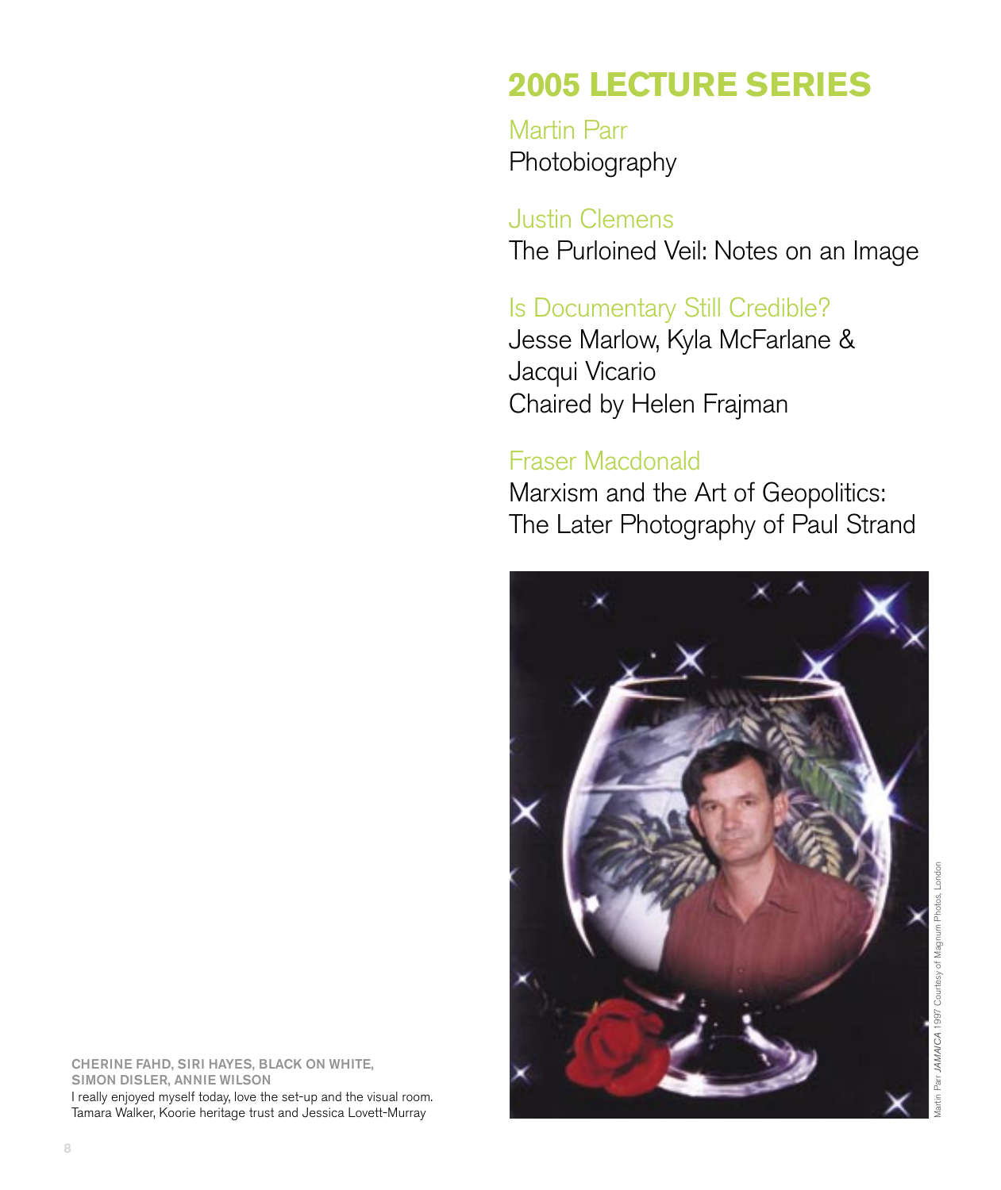# 2005 LECTURE SERIES

Martin Parr
Photobiography

Justin Clemens
The Purloined Veil: Notes on an Image

Is Documentary Still Credible?
Jesse Marlow, Kyla McFarlane &
Jacqui Vicario
Chaired by Helen Frajman

Fraser Macdonald
Marxism and the Art of Geopolitics:
The Later Photography of Paul Strand

Martin Parr *JAMAICA* 1997 Courtesy of Magnum Photos, London

**CHERINE FAHD, SIRI HAYES, BLACK ON WHITE, SIMON DISLER, ANNIE WILSON**

I really enjoyed myself today, love the set-up and the visual room.
Tamara Walker, Koorie heritage trust and Jessica Lovett-Murray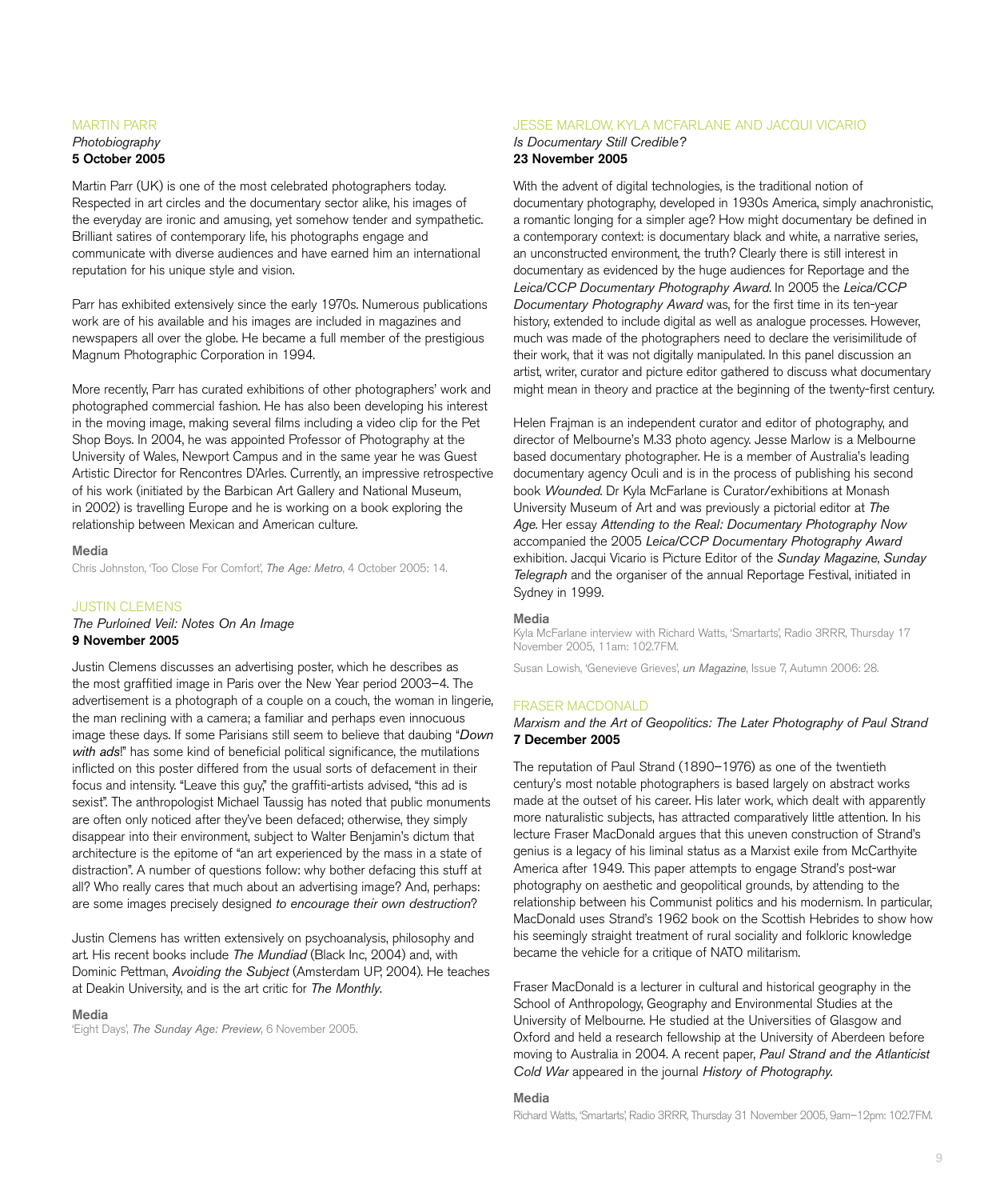## MARTIN PARR

*Photobiography*
**5 October 2005**

Martin Parr (UK) is one of the most celebrated photographers today. Respected in art circles and the documentary sector alike, his images of the everyday are ironic and amusing, yet somehow tender and sympathetic. Brilliant satires of contemporary life, his photographs engage and communicate with diverse audiences and have earned him an international reputation for his unique style and vision.

Parr has exhibited extensively since the early 1970s. Numerous publications work are of his available and his images are included in magazines and newspapers all over the globe. He became a full member of the prestigious Magnum Photographic Corporation in 1994.

More recently, Parr has curated exhibitions of other photographers' work and photographed commercial fashion. He has also been developing his interest in the moving image, making several films including a video clip for the Pet Shop Boys. In 2004, he was appointed Professor of Photography at the University of Wales, Newport Campus and in the same year he was Guest Artistic Director for Rencontres D'Arles. Currently, an impressive retrospective of his work (initiated by the Barbican Art Gallery and National Museum, in 2002) is travelling Europe and he is working on a book exploring the relationship between Mexican and American culture.

**Media**

Chris Johnston, 'Too Close For Comfort', *The Age: Metro*, 4 October 2005: 14.

## JUSTIN CLEMENS

*The Purloined Veil: Notes On An Image*
**9 November 2005**

Justin Clemens discusses an advertising poster, which he describes as the most graffitied image in Paris over the New Year period 2003–4. The advertisement is a photograph of a couple on a couch, the woman in lingerie, the man reclining with a camera; a familiar and perhaps even innocuous image these days. If some Parisians still seem to believe that daubing "*Down with ads*!" has some kind of beneficial political significance, the mutilations inflicted on this poster differed from the usual sorts of defacement in their focus and intensity. "Leave this guy," the graffiti-artists advised, "this ad is sexist". The anthropologist Michael Taussig has noted that public monuments are often only noticed after they've been defaced; otherwise, they simply disappear into their environment, subject to Walter Benjamin's dictum that architecture is the epitome of "an art experienced by the mass in a state of distraction". A number of questions follow: why bother defacing this stuff at all? Who really cares that much about an advertising image? And, perhaps: are some images precisely designed *to encourage their own destruction*?

Justin Clemens has written extensively on psychoanalysis, philosophy and art. His recent books include *The Mundiad* (Black Inc, 2004) and, with Dominic Pettman, *Avoiding the Subject* (Amsterdam UP, 2004). He teaches at Deakin University, and is the art critic for *The Monthly*.

**Media**

'Eight Days', *The Sunday Age: Preview*, 6 November 2005.

## JESSE MARLOW, KYLA MCFARLANE AND JACQUI VICARIO

*Is Documentary Still Credible?*
**23 November 2005**

With the advent of digital technologies, is the traditional notion of documentary photography, developed in 1930s America, simply anachronistic, a romantic longing for a simpler age? How might documentary be defined in a contemporary context: is documentary black and white, a narrative series, an unconstructed environment, the truth? Clearly there is still interest in documentary as evidenced by the huge audiences for Reportage and the *Leica/CCP Documentary Photography Award*. In 2005 the *Leica/CCP Documentary Photography Award* was, for the first time in its ten-year history, extended to include digital as well as analogue processes. However, much was made of the photographers need to declare the verisimilitude of their work, that it was not digitally manipulated. In this panel discussion an artist, writer, curator and picture editor gathered to discuss what documentary might mean in theory and practice at the beginning of the twenty-first century.

Helen Frajman is an independent curator and editor of photography, and director of Melbourne's M.33 photo agency. Jesse Marlow is a Melbourne based documentary photographer. He is a member of Australia's leading documentary agency Oculi and is in the process of publishing his second book *Wounded*. Dr Kyla McFarlane is Curator/exhibitions at Monash University Museum of Art and was previously a pictorial editor at *The Age*. Her essay *Attending to the Real: Documentary Photography Now* accompanied the 2005 *Leica/CCP Documentary Photography Award* exhibition. Jacqui Vicario is Picture Editor of the *Sunday Magazine*, *Sunday Telegraph* and the organiser of the annual Reportage Festival, initiated in Sydney in 1999.

**Media**

Kyla McFarlane interview with Richard Watts, 'Smartarts', Radio 3RRR, Thursday 17 November 2005, 11am: 102.7FM.

Susan Lowish, 'Genevieve Grieves', *un Magazine*, Issue 7, Autumn 2006: 28.

## FRASER MACDONALD

*Marxism and the Art of Geopolitics: The Later Photography of Paul Strand*
**7 December 2005**

The reputation of Paul Strand (1890–1976) as one of the twentieth century's most notable photographers is based largely on abstract works made at the outset of his career. His later work, which dealt with apparently more naturalistic subjects, has attracted comparatively little attention. In his lecture Fraser MacDonald argues that this uneven construction of Strand's genius is a legacy of his liminal status as a Marxist exile from McCarthyite America after 1949. This paper attempts to engage Strand's post-war photography on aesthetic and geopolitical grounds, by attending to the relationship between his Communist politics and his modernism. In particular, MacDonald uses Strand's 1962 book on the Scottish Hebrides to show how his seemingly straight treatment of rural sociality and folkloric knowledge became the vehicle for a critique of NATO militarism.

Fraser MacDonald is a lecturer in cultural and historical geography in the School of Anthropology, Geography and Environmental Studies at the University of Melbourne. He studied at the Universities of Glasgow and Oxford and held a research fellowship at the University of Aberdeen before moving to Australia in 2004. A recent paper, *Paul Strand and the Atlanticist Cold War* appeared in the journal *History of Photography.*

**Media**

Richard Watts, 'Smartarts', Radio 3RRR, Thursday 31 November 2005, 9am–12pm: 102.7FM.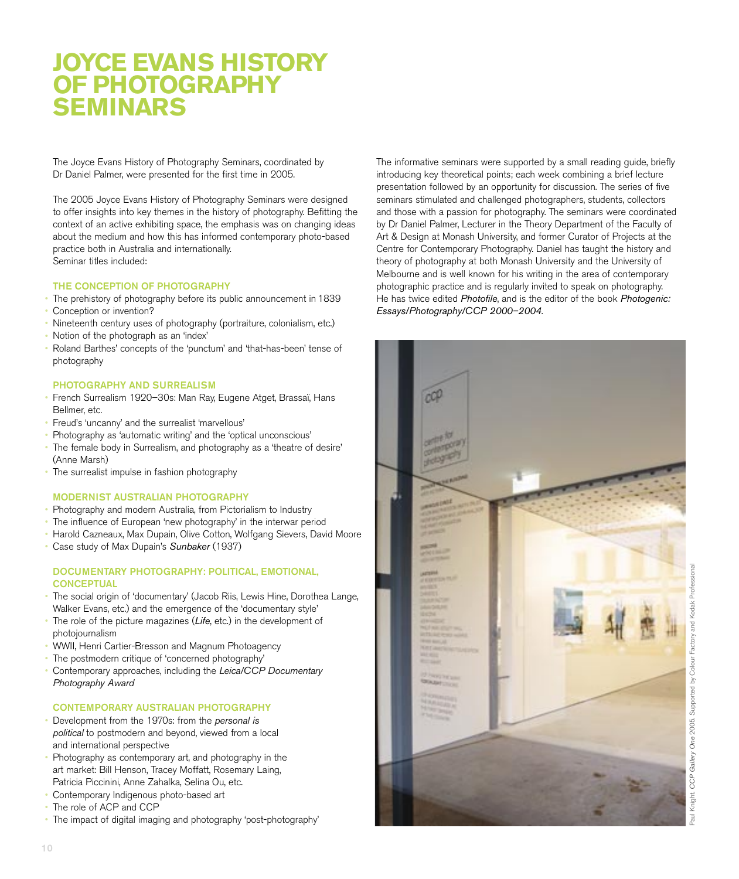# JOYCE EVANS HISTORY OF PHOTOGRAPHY SEMINARS

The Joyce Evans History of Photography Seminars, coordinated by Dr Daniel Palmer, were presented for the first time in 2005.

The 2005 Joyce Evans History of Photography Seminars were designed to offer insights into key themes in the history of photography. Befitting the context of an active exhibiting space, the emphasis was on changing ideas about the medium and how this has informed contemporary photo-based practice both in Australia and internationally.
Seminar titles included:

### THE CONCEPTION OF PHOTOGRAPHY

- The prehistory of photography before its public announcement in 1839
- Conception or invention?
- Nineteenth century uses of photography (portraiture, colonialism, etc.)
- Notion of the photograph as an 'index'
- Roland Barthes' concepts of the 'punctum' and 'that-has-been' tense of photography

### PHOTOGRAPHY AND SURREALISM

- French Surrealism 1920–30s: Man Ray, Eugene Atget, Brassaï, Hans Bellmer, etc.
- Freud's 'uncanny' and the surrealist 'marvellous'
- Photography as 'automatic writing' and the 'optical unconscious'
- The female body in Surrealism, and photography as a 'theatre of desire' (Anne Marsh)
- The surrealist impulse in fashion photography

### MODERNIST AUSTRALIAN PHOTOGRAPHY

- Photography and modern Australia, from Pictorialism to Industry
- The influence of European 'new photography' in the interwar period
- Harold Cazneaux, Max Dupain, Olive Cotton, Wolfgang Sievers, David Moore
- Case study of Max Dupain's *Sunbaker* (1937)

### DOCUMENTARY PHOTOGRAPHY: POLITICAL, EMOTIONAL, CONCEPTUAL

- The social origin of 'documentary' (Jacob Riis, Lewis Hine, Dorothea Lange, Walker Evans, etc.) and the emergence of the 'documentary style'
- The role of the picture magazines (*Life*, etc.) in the development of photojournalism
- WWII, Henri Cartier-Bresson and Magnum Photoagency
- The postmodern critique of 'concerned photography'
- Contemporary approaches, including the *Leica/CCP Documentary Photography Award*

### CONTEMPORARY AUSTRALIAN PHOTOGRAPHY

- Development from the 1970s: from the *personal is political* to postmodern and beyond, viewed from a local and international perspective
- Photography as contemporary art, and photography in the art market: Bill Henson, Tracey Moffatt, Rosemary Laing, Patricia Piccinini, Anne Zahalka, Selina Ou, etc.
- Contemporary Indigenous photo-based art
- The role of ACP and CCP
- The impact of digital imaging and photography 'post-photography'

The informative seminars were supported by a small reading guide, briefly introducing key theoretical points; each week combining a brief lecture presentation followed by an opportunity for discussion. The series of five seminars stimulated and challenged photographers, students, collectors and those with a passion for photography. The seminars were coordinated by Dr Daniel Palmer, Lecturer in the Theory Department of the Faculty of Art & Design at Monash University, and former Curator of Projects at the Centre for Contemporary Photography. Daniel has taught the history and theory of photography at both Monash University and the University of Melbourne and is well known for his writing in the area of contemporary photographic practice and is regularly invited to speak on photography. He has twice edited *Photofile*, and is the editor of the book *Photogenic: Essays/Photography/CCP 2000–2004*.

Paul Knight. *CCP Gallery One* 2005. Supported by Colour Factory and Kodak Professional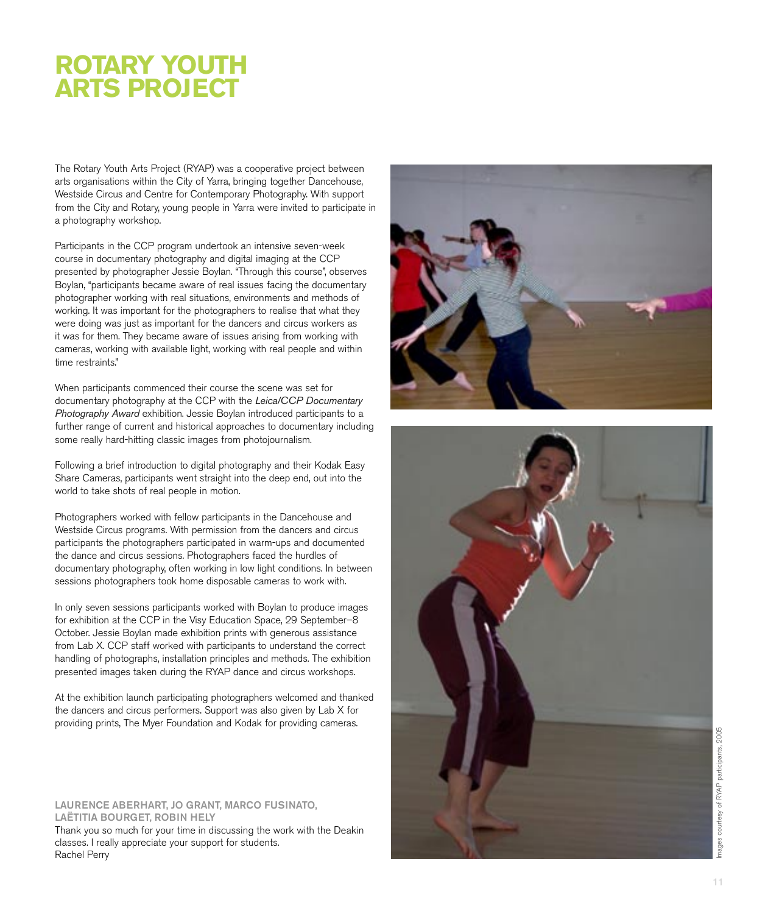# ROTARY YOUTH ARTS PROJECT

The Rotary Youth Arts Project (RYAP) was a cooperative project between arts organisations within the City of Yarra, bringing together Dancehouse, Westside Circus and Centre for Contemporary Photography. With support from the City and Rotary, young people in Yarra were invited to participate in a photography workshop.

Participants in the CCP program undertook an intensive seven-week course in documentary photography and digital imaging at the CCP presented by photographer Jessie Boylan. "Through this course", observes Boylan, "participants became aware of real issues facing the documentary photographer working with real situations, environments and methods of working. It was important for the photographers to realise that what they were doing was just as important for the dancers and circus workers as it was for them. They became aware of issues arising from working with cameras, working with available light, working with real people and within time restraints."

When participants commenced their course the scene was set for documentary photography at the CCP with the *Leica/CCP Documentary Photography Award* exhibition. Jessie Boylan introduced participants to a further range of current and historical approaches to documentary including some really hard-hitting classic images from photojournalism.

Following a brief introduction to digital photography and their Kodak Easy Share Cameras, participants went straight into the deep end, out into the world to take shots of real people in motion.

Photographers worked with fellow participants in the Dancehouse and Westside Circus programs. With permission from the dancers and circus participants the photographers participated in warm-ups and documented the dance and circus sessions. Photographers faced the hurdles of documentary photography, often working in low light conditions. In between sessions photographers took home disposable cameras to work with.

In only seven sessions participants worked with Boylan to produce images for exhibition at the CCP in the Visy Education Space, 29 September–8 October. Jessie Boylan made exhibition prints with generous assistance from Lab X. CCP staff worked with participants to understand the correct handling of photographs, installation principles and methods. The exhibition presented images taken during the RYAP dance and circus workshops.

At the exhibition launch participating photographers welcomed and thanked the dancers and circus performers. Support was also given by Lab X for providing prints, The Myer Foundation and Kodak for providing cameras.

Images courtesy of RYAP participants, 2005

**LAURENCE ABERHART, JO GRANT, MARCO FUSINATO, LAËTITIA BOURGET, ROBIN HELY**

Thank you so much for your time in discussing the work with the Deakin classes. I really appreciate your support for students.
Rachel Perry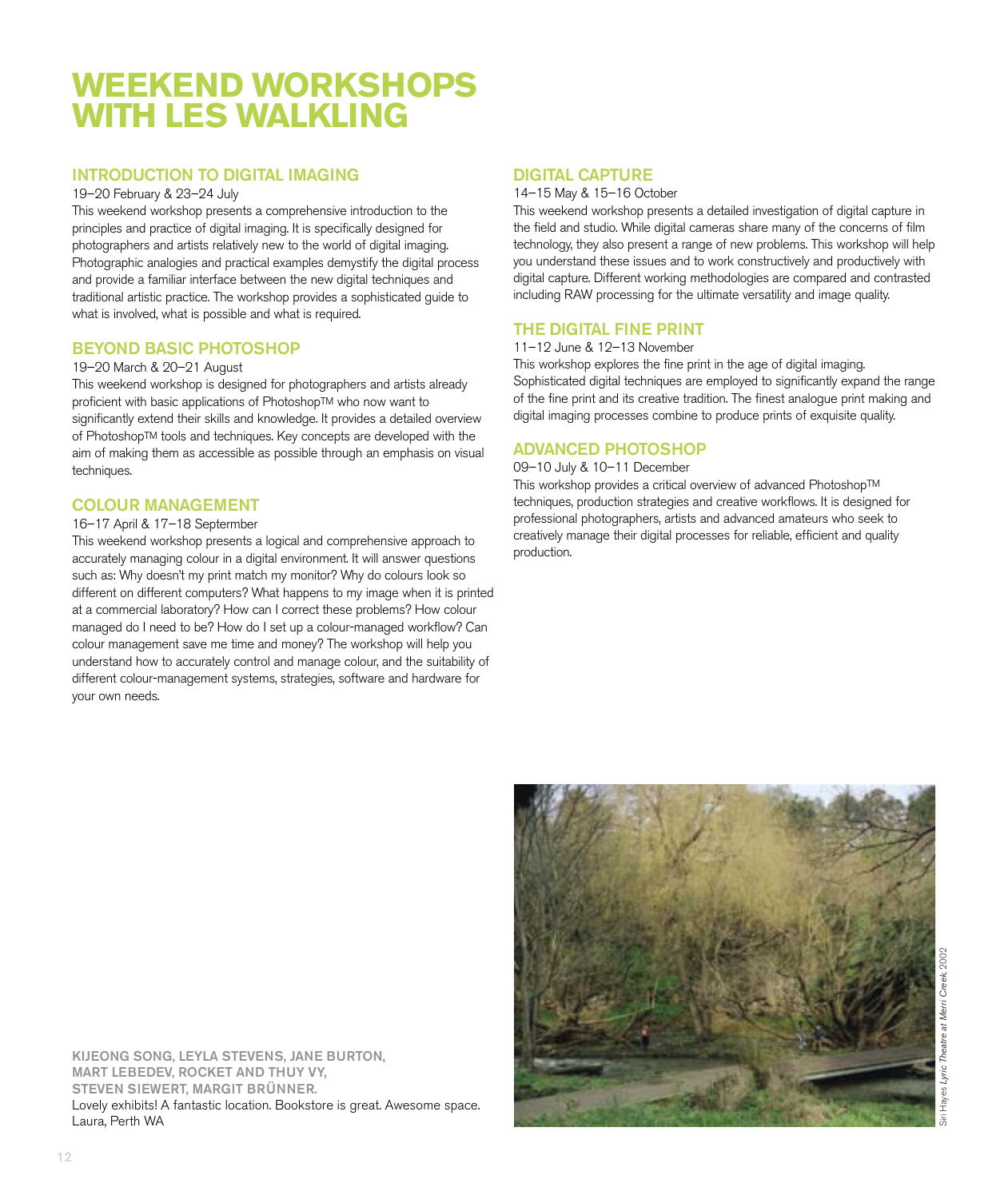# WEEKEND WORKSHOPS WITH LES WALKLING

## INTRODUCTION TO DIGITAL IMAGING

19–20 February & 23–24 July

This weekend workshop presents a comprehensive introduction to the principles and practice of digital imaging. It is specifically designed for photographers and artists relatively new to the world of digital imaging. Photographic analogies and practical examples demystify the digital process and provide a familiar interface between the new digital techniques and traditional artistic practice. The workshop provides a sophisticated guide to what is involved, what is possible and what is required.

## BEYOND BASIC PHOTOSHOP

19–20 March & 20–21 August

This weekend workshop is designed for photographers and artists already proficient with basic applications of Photoshop™ who now want to significantly extend their skills and knowledge. It provides a detailed overview of Photoshop™ tools and techniques. Key concepts are developed with the aim of making them as accessible as possible through an emphasis on visual techniques.

## COLOUR MANAGEMENT

16–17 April & 17–18 Septermber

This weekend workshop presents a logical and comprehensive approach to accurately managing colour in a digital environment. It will answer questions such as: Why doesn't my print match my monitor? Why do colours look so different on different computers? What happens to my image when it is printed at a commercial laboratory? How can I correct these problems? How colour managed do I need to be? How do I set up a colour-managed workflow? Can colour management save me time and money? The workshop will help you understand how to accurately control and manage colour, and the suitability of different colour-management systems, strategies, software and hardware for your own needs.

## DIGITAL CAPTURE

14–15 May & 15–16 October

This weekend workshop presents a detailed investigation of digital capture in the field and studio. While digital cameras share many of the concerns of film technology, they also present a range of new problems. This workshop will help you understand these issues and to work constructively and productively with digital capture. Different working methodologies are compared and contrasted including RAW processing for the ultimate versatility and image quality.

## THE DIGITAL FINE PRINT

11–12 June & 12–13 November

This workshop explores the fine print in the age of digital imaging. Sophisticated digital techniques are employed to significantly expand the range of the fine print and its creative tradition. The finest analogue print making and digital imaging processes combine to produce prints of exquisite quality.

## ADVANCED PHOTOSHOP

09–10 July & 10–11 December

This workshop provides a critical overview of advanced Photoshop™ techniques, production strategies and creative workflows. It is designed for professional photographers, artists and advanced amateurs who seek to creatively manage their digital processes for reliable, efficient and quality production.

**KIJEONG SONG, LEYLA STEVENS, JANE BURTON, MART LEBEDEV, ROCKET AND THUY VY, STEVEN SIEWERT, MARGIT BRÜNNER.**
Lovely exhibits! A fantastic location. Bookstore is great. Awesome space.
Laura, Perth WA

Siri Hayes *Lyric Theatre at Merri Creek*, 2002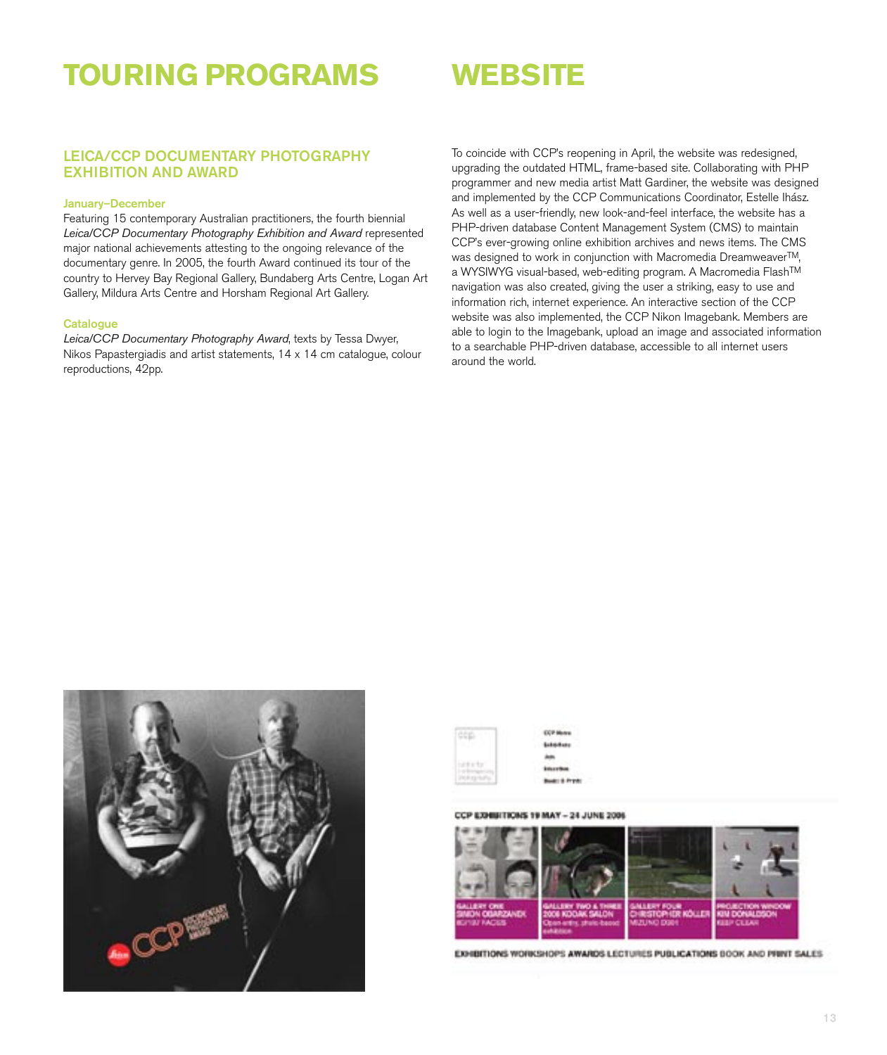# TOURING PROGRAMS

## LEICA/CCP DOCUMENTARY PHOTOGRAPHY EXHIBITION AND AWARD

### January–December

Featuring 15 contemporary Australian practitioners, the fourth biennial *Leica/CCP Documentary Photography Exhibition and Award* represented major national achievements attesting to the ongoing relevance of the documentary genre. In 2005, the fourth Award continued its tour of the country to Hervey Bay Regional Gallery, Bundaberg Arts Centre, Logan Art Gallery, Mildura Arts Centre and Horsham Regional Art Gallery.

### Catalogue

*Leica/CCP Documentary Photography Award*, texts by Tessa Dwyer, Nikos Papastergiadis and artist statements, 14 x 14 cm catalogue, colour reproductions, 42pp.

# WEBSITE

To coincide with CCP's reopening in April, the website was redesigned, upgrading the outdated HTML, frame-based site. Collaborating with PHP programmer and new media artist Matt Gardiner, the website was designed and implemented by the CCP Communications Coordinator, Estelle Ihász. As well as a user-friendly, new look-and-feel interface, the website has a PHP-driven database Content Management System (CMS) to maintain CCP's ever-growing online exhibition archives and news items. The CMS was designed to work in conjunction with Macromedia Dreamweaver™, a WYSIWYG visual-based, web-editing program. A Macromedia Flash™ navigation was also created, giving the user a striking, easy to use and information rich, internet experience. An interactive section of the CCP website was also implemented, the CCP Nikon Imagebank. Members are able to login to the Imagebank, upload an image and associated information to a searchable PHP-driven database, accessible to all internet users around the world.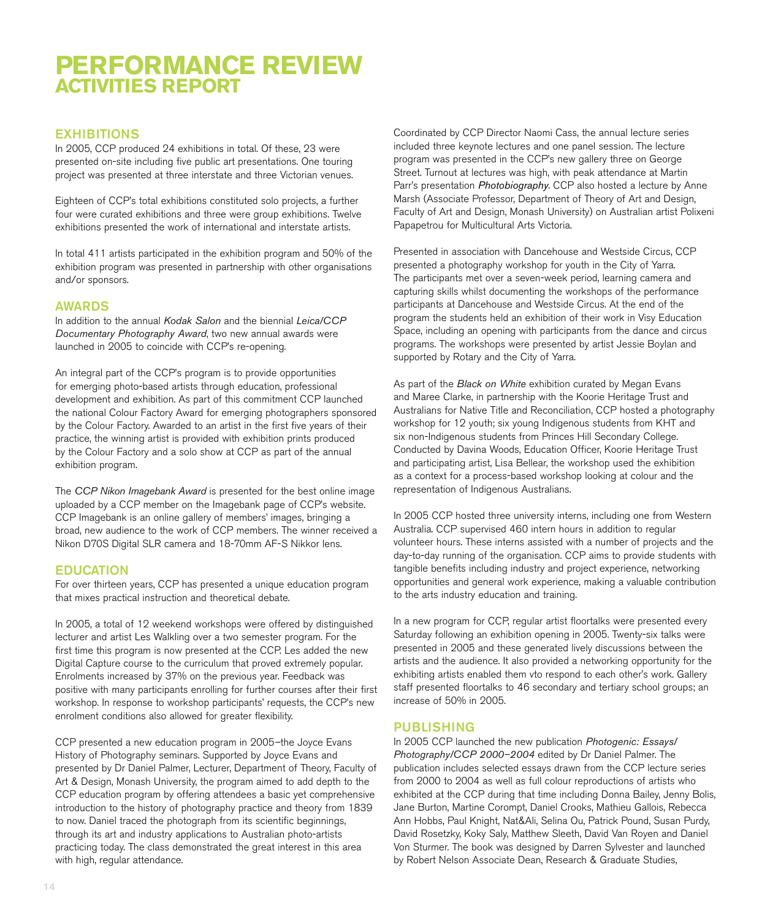# PERFORMANCE REVIEW
## ACTIVITIES REPORT

### EXHIBITIONS

In 2005, CCP produced 24 exhibitions in total. Of these, 23 were presented on-site including five public art presentations. One touring project was presented at three interstate and three Victorian venues.

Eighteen of CCP's total exhibitions constituted solo projects, a further four were curated exhibitions and three were group exhibitions. Twelve exhibitions presented the work of international and interstate artists.

In total 411 artists participated in the exhibition program and 50% of the exhibition program was presented in partnership with other organisations and/or sponsors.

### AWARDS

In addition to the annual *Kodak Salon* and the biennial *Leica/CCP Documentary Photography Award*, two new annual awards were launched in 2005 to coincide with CCP's re-opening.

An integral part of the CCP's program is to provide opportunities for emerging photo-based artists through education, professional development and exhibition. As part of this commitment CCP launched the national Colour Factory Award for emerging photographers sponsored by the Colour Factory. Awarded to an artist in the first five years of their practice, the winning artist is provided with exhibition prints produced by the Colour Factory and a solo show at CCP as part of the annual exhibition program.

The *CCP Nikon Imagebank Award* is presented for the best online image uploaded by a CCP member on the Imagebank page of CCP's website. CCP Imagebank is an online gallery of members' images, bringing a broad, new audience to the work of CCP members. The winner received a Nikon D70S Digital SLR camera and 18-70mm AF-S Nikkor lens.

### EDUCATION

For over thirteen years, CCP has presented a unique education program that mixes practical instruction and theoretical debate.

In 2005, a total of 12 weekend workshops were offered by distinguished lecturer and artist Les Walkling over a two semester program. For the first time this program is now presented at the CCP. Les added the new Digital Capture course to the curriculum that proved extremely popular. Enrolments increased by 37% on the previous year. Feedback was positive with many participants enrolling for further courses after their first workshop. In response to workshop participants' requests, the CCP's new enrolment conditions also allowed for greater flexibility.

CCP presented a new education program in 2005–the Joyce Evans History of Photography seminars. Supported by Joyce Evans and presented by Dr Daniel Palmer, Lecturer, Department of Theory, Faculty of Art & Design, Monash University, the program aimed to add depth to the CCP education program by offering attendees a basic yet comprehensive introduction to the history of photography practice and theory from 1839 to now. Daniel traced the photograph from its scientific beginnings, through its art and industry applications to Australian photo-artists practicing today. The class demonstrated the great interest in this area with high, regular attendance.

Coordinated by CCP Director Naomi Cass, the annual lecture series included three keynote lectures and one panel session. The lecture program was presented in the CCP's new gallery three on George Street. Turnout at lectures was high, with peak attendance at Martin Parr's presentation *Photobiography*. CCP also hosted a lecture by Anne Marsh (Associate Professor, Department of Theory of Art and Design, Faculty of Art and Design, Monash University) on Australian artist Polixeni Papapetrou for Multicultural Arts Victoria.

Presented in association with Dancehouse and Westside Circus, CCP presented a photography workshop for youth in the City of Yarra. The participants met over a seven-week period, learning camera and capturing skills whilst documenting the workshops of the performance participants at Dancehouse and Westside Circus. At the end of the program the students held an exhibition of their work in Visy Education Space, including an opening with participants from the dance and circus programs. The workshops were presented by artist Jessie Boylan and supported by Rotary and the City of Yarra.

As part of the *Black on White* exhibition curated by Megan Evans and Maree Clarke, in partnership with the Koorie Heritage Trust and Australians for Native Title and Reconciliation, CCP hosted a photography workshop for 12 youth; six young Indigenous students from KHT and six non-Indigenous students from Princes Hill Secondary College. Conducted by Davina Woods, Education Officer, Koorie Heritage Trust and participating artist, Lisa Bellear, the workshop used the exhibition as a context for a process-based workshop looking at colour and the representation of Indigenous Australians.

In 2005 CCP hosted three university interns, including one from Western Australia. CCP supervised 460 intern hours in addition to regular volunteer hours. These interns assisted with a number of projects and the day-to-day running of the organisation. CCP aims to provide students with tangible benefits including industry and project experience, networking opportunities and general work experience, making a valuable contribution to the arts industry education and training.

In a new program for CCP, regular artist floortalks were presented every Saturday following an exhibition opening in 2005. Twenty-six talks were presented in 2005 and these generated lively discussions between the artists and the audience. It also provided a networking opportunity for the exhibiting artists enabled them vto respond to each other's work. Gallery staff presented floortalks to 46 secondary and tertiary school groups; an increase of 50% in 2005.

### PUBLISHING

In 2005 CCP launched the new publication *Photogenic: Essays/ Photography/CCP 2000–2004* edited by Dr Daniel Palmer. The publication includes selected essays drawn from the CCP lecture series from 2000 to 2004 as well as full colour reproductions of artists who exhibited at the CCP during that time including Donna Bailey, Jenny Bolis, Jane Burton, Martine Corompt, Daniel Crooks, Mathieu Gallois, Rebecca Ann Hobbs, Paul Knight, Nat&Ali, Selina Ou, Patrick Pound, Susan Purdy, David Rosetzky, Koky Saly, Matthew Sleeth, David Van Royen and Daniel Von Sturmer. The book was designed by Darren Sylvester and launched by Robert Nelson Associate Dean, Research & Graduate Studies,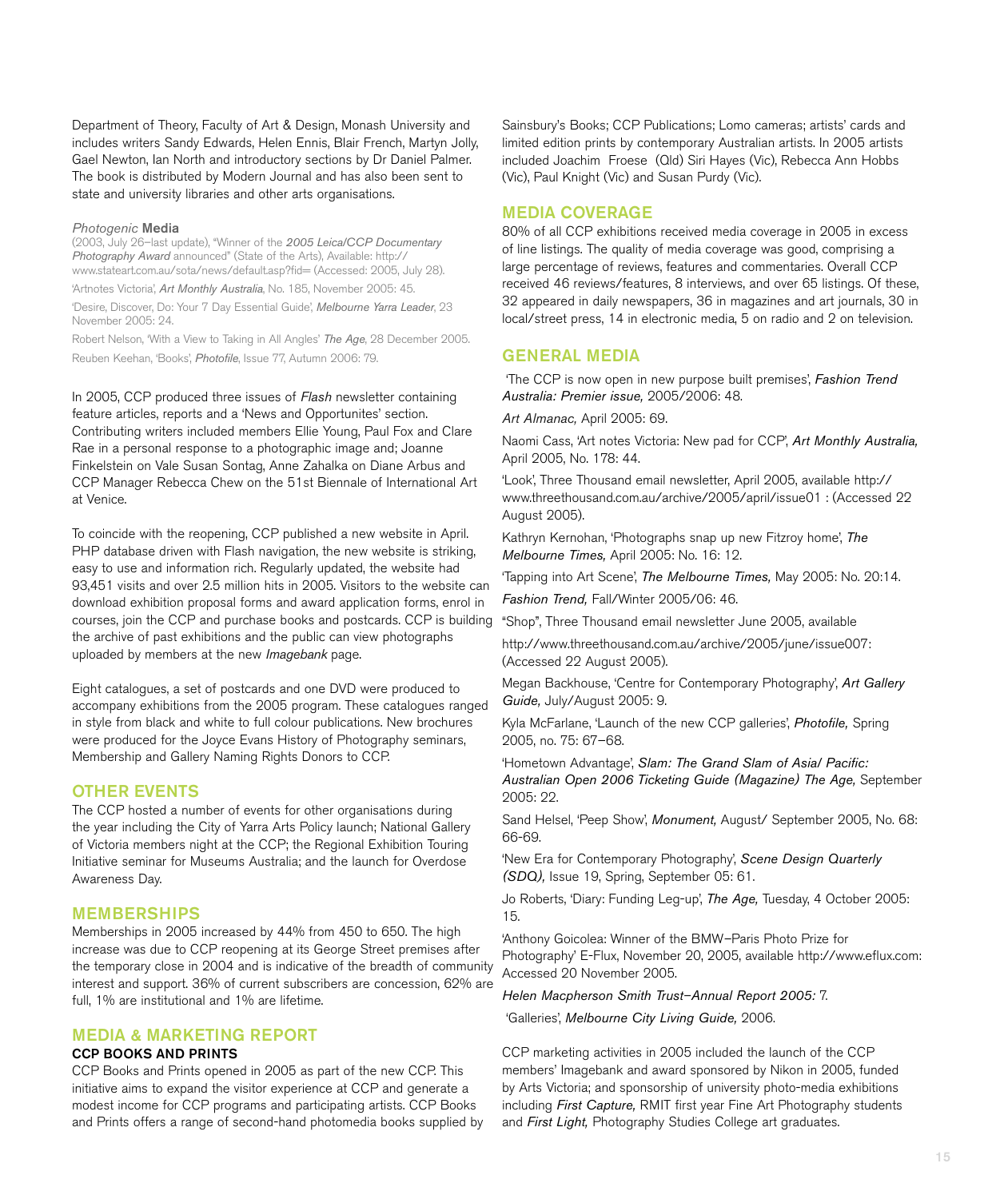Department of Theory, Faculty of Art & Design, Monash University and includes writers Sandy Edwards, Helen Ennis, Blair French, Martyn Jolly, Gael Newton, Ian North and introductory sections by Dr Daniel Palmer. The book is distributed by Modern Journal and has also been sent to state and university libraries and other arts organisations.

*Photogenic* **Media**

(2003, July 26–last update), "Winner of the *2005 Leica/CCP Documentary Photography Award* announced" (State of the Arts), Available: http://www.stateart.com.au/sota/news/default.asp?fid= (Accessed: 2005, July 28).

'Artnotes Victoria', *Art Monthly Australia*, No. 185, November 2005: 45.

'Desire, Discover, Do: Your 7 Day Essential Guide', *Melbourne Yarra Leader*, 23 November 2005: 24.

Robert Nelson, 'With a View to Taking in All Angles' *The Age*, 28 December 2005.

Reuben Keehan, 'Books', *Photofile*, Issue 77, Autumn 2006: 79.

In 2005, CCP produced three issues of *Flash* newsletter containing feature articles, reports and a 'News and Opportunites' section. Contributing writers included members Ellie Young, Paul Fox and Clare Rae in a personal response to a photographic image and; Joanne Finkelstein on Vale Susan Sontag, Anne Zahalka on Diane Arbus and CCP Manager Rebecca Chew on the 51st Biennale of International Art at Venice.

To coincide with the reopening, CCP published a new website in April. PHP database driven with Flash navigation, the new website is striking, easy to use and information rich. Regularly updated, the website had 93,451 visits and over 2.5 million hits in 2005. Visitors to the website can download exhibition proposal forms and award application forms, enrol in courses, join the CCP and purchase books and postcards. CCP is building the archive of past exhibitions and the public can view photographs uploaded by members at the new *Imagebank* page.

Eight catalogues, a set of postcards and one DVD were produced to accompany exhibitions from the 2005 program. These catalogues ranged in style from black and white to full colour publications. New brochures were produced for the Joyce Evans History of Photography seminars, Membership and Gallery Naming Rights Donors to CCP.

## OTHER EVENTS

The CCP hosted a number of events for other organisations during the year including the City of Yarra Arts Policy launch; National Gallery of Victoria members night at the CCP; the Regional Exhibition Touring Initiative seminar for Museums Australia; and the launch for Overdose Awareness Day.

## MEMBERSHIPS

Memberships in 2005 increased by 44% from 450 to 650. The high increase was due to CCP reopening at its George Street premises after the temporary close in 2004 and is indicative of the breadth of community interest and support. 36% of current subscribers are concession, 62% are full, 1% are institutional and 1% are lifetime.

## MEDIA & MARKETING REPORT

### CCP BOOKS AND PRINTS

CCP Books and Prints opened in 2005 as part of the new CCP. This initiative aims to expand the visitor experience at CCP and generate a modest income for CCP programs and participating artists. CCP Books and Prints offers a range of second-hand photomedia books supplied by Sainsbury's Books; CCP Publications; Lomo cameras; artists' cards and limited edition prints by contemporary Australian artists. In 2005 artists included Joachim Froese (Qld) Siri Hayes (Vic), Rebecca Ann Hobbs (Vic), Paul Knight (Vic) and Susan Purdy (Vic).

## MEDIA COVERAGE

80% of all CCP exhibitions received media coverage in 2005 in excess of line listings. The quality of media coverage was good, comprising a large percentage of reviews, features and commentaries. Overall CCP received 46 reviews/features, 8 interviews, and over 65 listings. Of these, 32 appeared in daily newspapers, 36 in magazines and art journals, 30 in local/street press, 14 in electronic media, 5 on radio and 2 on television.

## GENERAL MEDIA

'The CCP is now open in new purpose built premises', *Fashion Trend Australia: Premier issue,* 2005/2006: 48.

*Art Almanac,* April 2005: 69.

Naomi Cass, 'Art notes Victoria: New pad for CCP', *Art Monthly Australia,* April 2005, No. 178: 44.

'Look', Three Thousand email newsletter, April 2005, available http://www.threethousand.com.au/archive/2005/april/issue01 : (Accessed 22 August 2005).

Kathryn Kernohan, 'Photographs snap up new Fitzroy home', *The Melbourne Times,* April 2005: No. 16: 12.

'Tapping into Art Scene', *The Melbourne Times,* May 2005: No. 20:14.

*Fashion Trend,* Fall/Winter 2005/06: 46.

"Shop", Three Thousand email newsletter June 2005, available

http://www.threethousand.com.au/archive/2005/june/issue007: (Accessed 22 August 2005).

Megan Backhouse, 'Centre for Contemporary Photography', *Art Gallery Guide,* July/August 2005: 9.

Kyla McFarlane, 'Launch of the new CCP galleries', *Photofile,* Spring 2005, no. 75: 67–68.

'Hometown Advantage', *Slam: The Grand Slam of Asia/ Pacific: Australian Open 2006 Ticketing Guide (Magazine) The Age,* September 2005: 22.

Sand Helsel, 'Peep Show', *Monument,* August/ September 2005, No. 68: 66-69.

'New Era for Contemporary Photography', *Scene Design Quarterly (SDQ),* Issue 19, Spring, September 05: 61.

Jo Roberts, 'Diary: Funding Leg-up', *The Age,* Tuesday, 4 October 2005: 15.

'Anthony Goicolea: Winner of the BMW–Paris Photo Prize for Photography' E-Flux, November 20, 2005, available http://www.eflux.com: Accessed 20 November 2005.

*Helen Macpherson Smith Trust–Annual Report 2005:* 7.

'Galleries', *Melbourne City Living Guide,* 2006.

CCP marketing activities in 2005 included the launch of the CCP members' Imagebank and award sponsored by Nikon in 2005, funded by Arts Victoria; and sponsorship of university photo-media exhibitions including *First Capture,* RMIT first year Fine Art Photography students and *First Light,* Photography Studies College art graduates.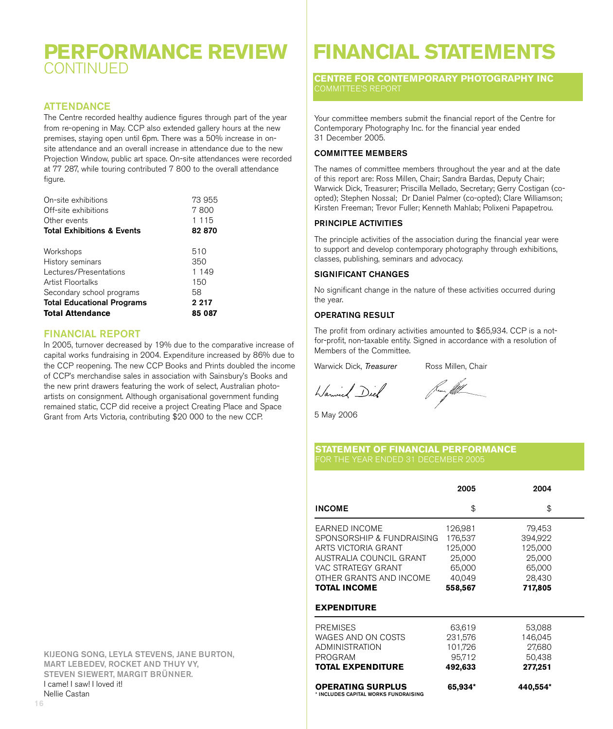# PERFORMANCE REVIEW
CONTINUED

## ATTENDANCE

The Centre recorded healthy audience figures through part of the year from re-opening in May. CCP also extended gallery hours at the new premises, staying open until 6pm. There was a 50% increase in on-site attendance and an overall increase in attendance due to the new Projection Window, public art space. On-site attendances were recorded at 77 287, while touring contributed 7 800 to the overall attendance figure.

| | |
|---|---|
| On-site exhibitions | 73 955 |
| Off-site exhibitions | 7 800 |
| Other events | 1 115 |
| **Total Exhibitions & Events** | **82 870** |
| | |
| Workshops | 510 |
| History seminars | 350 |
| Lectures/Presentations | 1 149 |
| Artist Floortalks | 150 |
| Secondary school programs | 58 |
| **Total Educational Programs** | **2 217** |
| **Total Attendance** | **85 087** |

## FINANCIAL REPORT

In 2005, turnover decreased by 19% due to the comparative increase of capital works fundraising in 2004. Expenditure increased by 86% due to the CCP reopening. The new CCP Books and Prints doubled the income of CCP's merchandise sales in association with Sainsbury's Books and the new print drawers featuring the work of select, Australian photo-artists on consignment. Although organisational government funding remained static, CCP did receive a project Creating Place and Space Grant from Arts Victoria, contributing $20 000 to the new CCP.

**KIJEONG SONG, LEYLA STEVENS, JANE BURTON, MART LEBEDEV, ROCKET AND THUY VY, STEVEN SIEWERT, MARGIT BRÜNNER.**
I came! I saw! I loved it!
Nellie Castan

# FINANCIAL STATEMENTS

## CENTRE FOR CONTEMPORARY PHOTOGRAPHY INC
COMMITTEE'S REPORT

Your committee members submit the financial report of the Centre for Contemporary Photography Inc. for the financial year ended 31 December 2005.

### COMMITTEE MEMBERS

The names of committee members throughout the year and at the date of this report are: Ross Millen, Chair; Sandra Bardas, Deputy Chair; Warwick Dick, Treasurer; Priscilla Mellado, Secretary; Gerry Costigan (co-opted); Stephen Nossal; Dr Daniel Palmer (co-opted); Clare Williamson; Kirsten Freeman; Trevor Fuller; Kenneth Mahlab; Polixeni Papapetrou.

### PRINCIPLE ACTIVITIES

The principle activities of the association during the financial year were to support and develop contemporary photography through exhibitions, classes, publishing, seminars and advocacy.

### SIGNIFICANT CHANGES

No significant change in the nature of these activities occurred during the year.

### OPERATING RESULT

The profit from ordinary activities amounted to $65,934. CCP is a not-for-profit, non-taxable entity. Signed in accordance with a resolution of Members of the Committee.

Warwick Dick, *Treasurer* Ross Millen, Chair

5 May 2006

## STATEMENT OF FINANCIAL PERFORMANCE
FOR THE YEAR ENDED 31 DECEMBER 2005

| | 2005 | 2004 |
|---|---|---|
| **INCOME** | $ | $ |
| EARNED INCOME | 126,981 | 79,453 |
| SPONSORSHIP & FUNDRAISING | 176,537 | 394,922 |
| ARTS VICTORIA GRANT | 125,000 | 125,000 |
| AUSTRALIA COUNCIL GRANT | 25,000 | 25,000 |
| VAC STRATEGY GRANT | 65,000 | 65,000 |
| OTHER GRANTS AND INCOME | 40,049 | 28,430 |
| **TOTAL INCOME** | **558,567** | **717,805** |
| **EXPENDITURE** | | |
| PREMISES | 63,619 | 53,088 |
| WAGES AND ON COSTS | 231,576 | 146,045 |
| ADMINISTRATION | 101,726 | 27,680 |
| PROGRAM | 95,712 | 50,438 |
| **TOTAL EXPENDITURE** | **492,633** | **277,251** |
| **OPERATING SURPLUS** | **65,934*** | **440,554*** |

* INCLUDES CAPITAL WORKS FUNDRAISING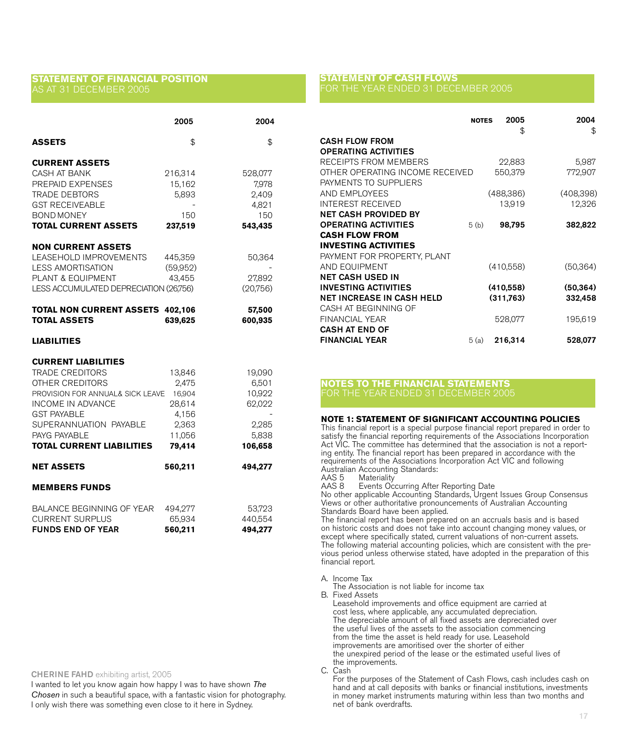## STATEMENT OF FINANCIAL POSITION
AS AT 31 DECEMBER 2005

| | 2005 | 2004 |
|---|---|---|
| **ASSETS** | $ | $ |
| **CURRENT ASSETS** | | |
| CASH AT BANK | 216,314 | 528,077 |
| PREPAID EXPENSES | 15,162 | 7,978 |
| TRADE DEBTORS | 5,893 | 2,409 |
| GST RECEIVEABLE | - | 4,821 |
| BOND MONEY | 150 | 150 |
| **TOTAL CURRENT ASSETS** | **237,519** | **543,435** |
| **NON CURRENT ASSETS** | | |
| LEASEHOLD IMPROVEMENTS | 445,359 | 50,364 |
| LESS AMORTISATION | (59,952) | - |
| PLANT & EQUIPMENT | 43,455 | 27,892 |
| LESS ACCUMULATED DEPRECIATION | (26,756) | (20,756) |
| **TOTAL NON CURRENT ASSETS** | **402,106** | **57,500** |
| **TOTAL ASSETS** | **639,625** | **600,935** |
| **LIABILITIES** | | |
| **CURRENT LIABILITIES** | | |
| TRADE CREDITORS | 13,846 | 19,090 |
| OTHER CREDITORS | 2,475 | 6,501 |
| PROVISION FOR ANNUAL& SICK LEAVE | 16,904 | 10,922 |
| INCOME IN ADVANCE | 28,614 | 62,022 |
| GST PAYABLE | 4,156 | - |
| SUPERANNUATION PAYABLE | 2,363 | 2,285 |
| PAYG PAYABLE | 11,056 | 5,838 |
| **TOTAL CURRENT LIABILITIES** | **79,414** | **106,658** |
| **NET ASSETS** | **560,211** | **494,277** |
| **MEMBERS FUNDS** | | |
| BALANCE BEGINNING OF YEAR | 494,277 | 53,723 |
| CURRENT SURPLUS | 65,934 | 440,554 |
| **FUNDS END OF YEAR** | **560,211** | **494,277** |

**CHERINE FAHD** exhibiting artist, 2005

I wanted to let you know again how happy I was to have shown *The Chosen* in such a beautiful space, with a fantastic vision for photography. I only wish there was something even close to it here in Sydney.

## STATEMENT OF CASH FLOWS
FOR THE YEAR ENDED 31 DECEMBER 2005

| | NOTES | 2005 | 2004 |
|---|---|---|---|
| | | $ | $ |
| **CASH FLOW FROM OPERATING ACTIVITIES** | | | |
| RECEIPTS FROM MEMBERS | | 22,883 | 5,987 |
| OTHER OPERATING INCOME RECEIVED | | 550,379 | 772,907 |
| PAYMENTS TO SUPPLIERS AND EMPLOYEES | | (488,386) | (408,398) |
| INTEREST RECEIVED | | 13,919 | 12,326 |
| **NET CASH PROVIDED BY OPERATING ACTIVITIES** | 5 (b) | **98,795** | **382,822** |
| **CASH FLOW FROM INVESTING ACTIVITIES** | | | |
| PAYMENT FOR PROPERTY, PLANT AND EQUIPMENT | | (410,558) | (50,364) |
| **NET CASH USED IN INVESTING ACTIVITIES** | | **(410,558)** | **(50,364)** |
| **NET INCREASE IN CASH HELD** | | **(311,763)** | **332,458** |
| CASH AT BEGINNING OF FINANCIAL YEAR | | 528,077 | 195,619 |
| **CASH AT END OF FINANCIAL YEAR** | 5 (a) | **216,314** | **528,077** |

## NOTES TO THE FINANCIAL STATEMENTS
FOR THE YEAR ENDED 31 DECEMBER 2005

### NOTE 1: STATEMENT OF SIGNIFICANT ACCOUNTING POLICIES

This financial report is a special purpose financial report prepared in order to satisfy the financial reporting requirements of the Associations Incorporation Act VIC. The committee has determined that the association is not a reporting entity. The financial report has been prepared in accordance with the requirements of the Associations Incorporation Act VIC and following Australian Accounting Standards:

AAS 5 Materiality
AAS 8 Events Occurring After Reporting Date

No other applicable Accounting Standards, Urgent Issues Group Consensus Views or other authoritative pronouncements of Australian Accounting Standards Board have been applied.

The financial report has been prepared on an accruals basis and is based on historic costs and does not take into account changing money values, or except where specifically stated, current valuations of non-current assets.

The following material accounting policies, which are consistent with the previous period unless otherwise stated, have adopted in the preparation of this financial report.

A. Income Tax
   The Association is not liable for income tax
B. Fixed Assets
   Leasehold improvements and office equipment are carried at cost less, where applicable, any accumulated depreciation. The depreciable amount of all fixed assets are depreciated over the useful lives of the assets to the association commencing from the time the asset is held ready for use. Leasehold improvements are amoritised over the shorter of either the unexpired period of the lease or the estimated useful lives of the improvements.
C. Cash
   For the purposes of the Statement of Cash Flows, cash includes cash on hand and at call deposits with banks or financial institutions, investments in money market instruments maturing within less than two months and net of bank overdrafts.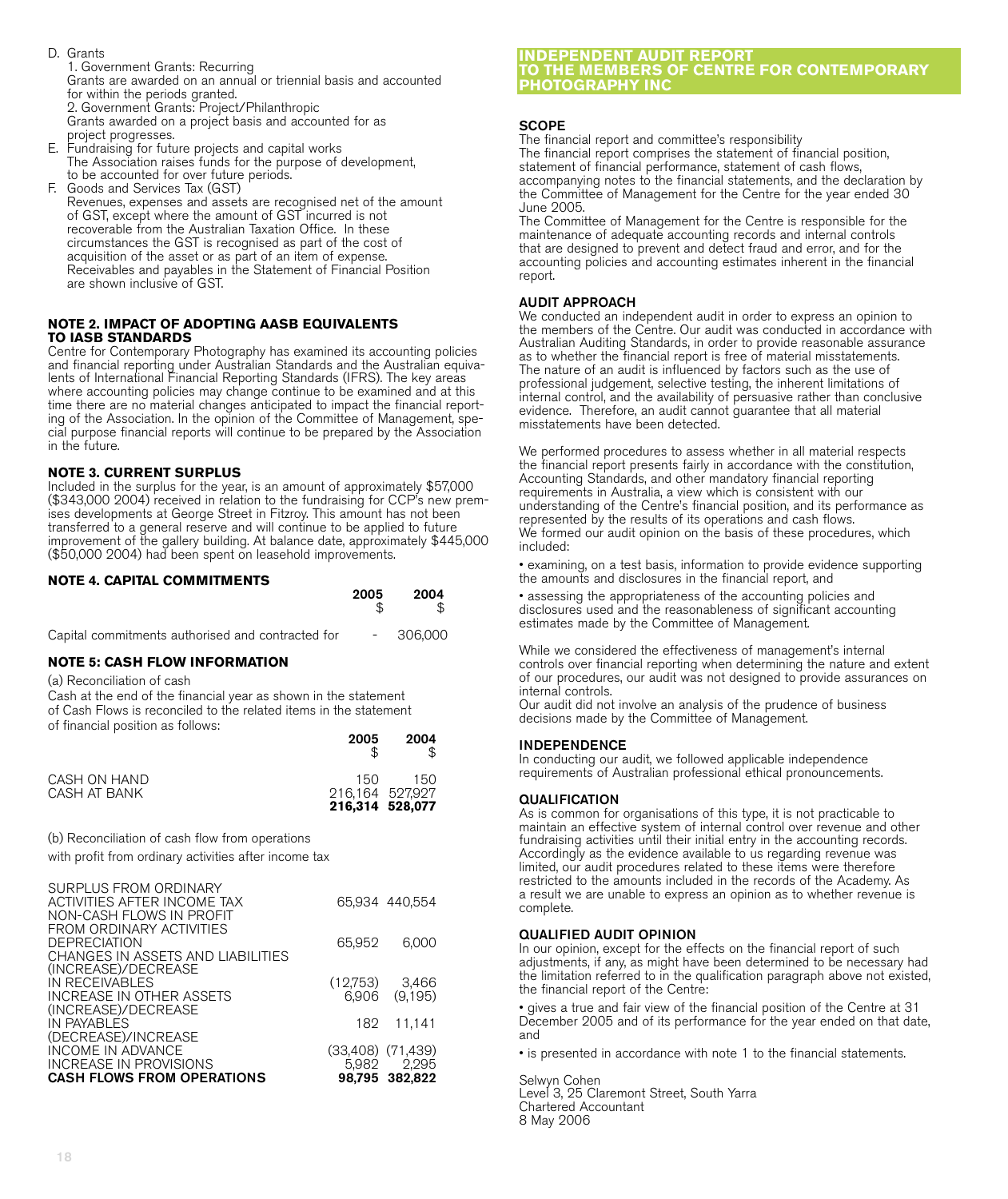D. Grants
   1. Government Grants: Recurring
   Grants are awarded on an annual or triennial basis and accounted for within the periods granted.
   2. Government Grants: Project/Philanthropic
   Grants awarded on a project basis and accounted for as project progresses.

E. Fundraising for future projects and capital works
   The Association raises funds for the purpose of development, to be accounted for over future periods.

F. Goods and Services Tax (GST)
   Revenues, expenses and assets are recognised net of the amount of GST, except where the amount of GST incurred is not recoverable from the Australian Taxation Office. In these circumstances the GST is recognised as part of the cost of acquisition of the asset or as part of an item of expense. Receivables and payables in the Statement of Financial Position are shown inclusive of GST.

### NOTE 2. IMPACT OF ADOPTING AASB EQUIVALENTS TO IASB STANDARDS

Centre for Contemporary Photography has examined its accounting policies and financial reporting under Australian Standards and the Australian equivalents of International Financial Reporting Standards (IFRS). The key areas where accounting policies may change continue to be examined and at this time there are no material changes anticipated to impact the financial reporting of the Association. In the opinion of the Committee of Management, special purpose financial reports will continue to be prepared by the Association in the future.

### NOTE 3. CURRENT SURPLUS

Included in the surplus for the year, is an amount of approximately $57,000 ($343,000 2004) received in relation to the fundraising for CCP's new premises developments at George Street in Fitzroy. This amount has not been transferred to a general reserve and will continue to be applied to future improvement of the gallery building. At balance date, approximately $445,000 ($50,000 2004) had been spent on leasehold improvements.

### NOTE 4. CAPITAL COMMITMENTS

| | 2005 $ | 2004 $ |
|---|---|---|
| Capital commitments authorised and contracted for | - | 306,000 |

### NOTE 5: CASH FLOW INFORMATION

(a) Reconciliation of cash

Cash at the end of the financial year as shown in the statement of Cash Flows is reconciled to the related items in the statement of financial position as follows:

| | 2005 $ | 2004 $ |
|---|---|---|
| CASH ON HAND | 150 | 150 |
| CASH AT BANK | 216,164 | 527,927 |
| | **216,314** | **528,077** |

(b) Reconciliation of cash flow from operations

with profit from ordinary activities after income tax

| | | |
|---|---|---|
| SURPLUS FROM ORDINARY ACTIVITIES AFTER INCOME TAX | 65,934 | 440,554 |
| NON-CASH FLOWS IN PROFIT FROM ORDINARY ACTIVITIES | | |
| DEPRECIATION | 65,952 | 6,000 |
| CHANGES IN ASSETS AND LIABILITIES | | |
| (INCREASE)/DECREASE IN RECEIVABLES | (12,753) | 3,466 |
| INCREASE IN OTHER ASSETS | 6,906 | (9,195) |
| (INCREASE)/DECREASE IN PAYABLES | 182 | 11,141 |
| (DECREASE)/INCREASE INCOME IN ADVANCE | (33,408) | (71,439) |
| INCREASE IN PROVISIONS | 5,982 | 2,295 |
| **CASH FLOWS FROM OPERATIONS** | **98,795** | **382,822** |

## INDEPENDENT AUDIT REPORT TO THE MEMBERS OF CENTRE FOR CONTEMPORARY PHOTOGRAPHY INC

### SCOPE

The financial report and committee's responsibility

The financial report comprises the statement of financial position, statement of financial performance, statement of cash flows, accompanying notes to the financial statements, and the declaration by the Committee of Management for the Centre for the year ended 30 June 2005.

The Committee of Management for the Centre is responsible for the maintenance of adequate accounting records and internal controls that are designed to prevent and detect fraud and error, and for the accounting policies and accounting estimates inherent in the financial report.

### AUDIT APPROACH

We conducted an independent audit in order to express an opinion to the members of the Centre. Our audit was conducted in accordance with Australian Auditing Standards, in order to provide reasonable assurance as to whether the financial report is free of material misstatements. The nature of an audit is influenced by factors such as the use of professional judgement, selective testing, the inherent limitations of internal control, and the availability of persuasive rather than conclusive evidence. Therefore, an audit cannot guarantee that all material misstatements have been detected.

We performed procedures to assess whether in all material respects the financial report presents fairly in accordance with the constitution, Accounting Standards, and other mandatory financial reporting requirements in Australia, a view which is consistent with our understanding of the Centre's financial position, and its performance as represented by the results of its operations and cash flows.

We formed our audit opinion on the basis of these procedures, which included:

- examining, on a test basis, information to provide evidence supporting the amounts and disclosures in the financial report, and
- assessing the appropriateness of the accounting policies and disclosures used and the reasonableness of significant accounting estimates made by the Committee of Management.

While we considered the effectiveness of management's internal controls over financial reporting when determining the nature and extent of our procedures, our audit was not designed to provide assurances on internal controls.

Our audit did not involve an analysis of the prudence of business decisions made by the Committee of Management.

### INDEPENDENCE

In conducting our audit, we followed applicable independence requirements of Australian professional ethical pronouncements.

### QUALIFICATION

As is common for organisations of this type, it is not practicable to maintain an effective system of internal control over revenue and other fundraising activities until their initial entry in the accounting records. Accordingly as the evidence available to us regarding revenue was limited, our audit procedures related to these items were therefore restricted to the amounts included in the records of the Academy. As a result we are unable to express an opinion as to whether revenue is complete.

### QUALIFIED AUDIT OPINION

In our opinion, except for the effects on the financial report of such adjustments, if any, as might have been determined to be necessary had the limitation referred to in the qualification paragraph above not existed, the financial report of the Centre:

- gives a true and fair view of the financial position of the Centre at 31 December 2005 and of its performance for the year ended on that date, and
- is presented in accordance with note 1 to the financial statements.

Selwyn Cohen
Level 3, 25 Claremont Street, South Yarra
Chartered Accountant
8 May 2006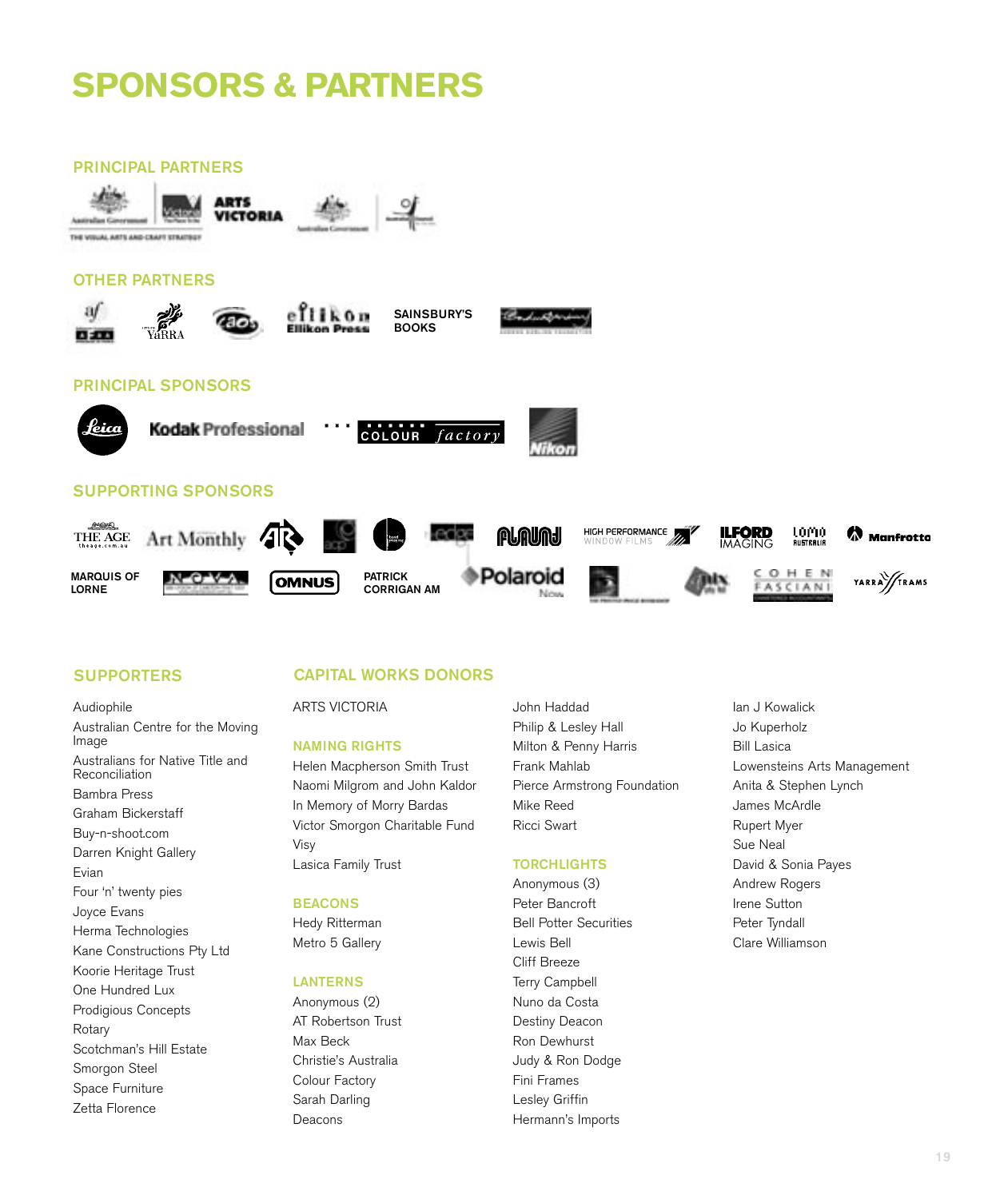# SPONSORS & PARTNERS

## PRINCIPAL PARTNERS

ARTS VICTORIA

## OTHER PARTNERS

SAINSBURY'S BOOKS

## PRINCIPAL SPONSORS

## SUPPORTING SPONSORS

MARQUIS OF LORNE

PATRICK CORRIGAN AM

## SUPPORTERS

- Audiophile
- Australian Centre for the Moving Image
- Australians for Native Title and Reconciliation
- Bambra Press
- Graham Bickerstaff
- Buy-n-shoot.com
- Darren Knight Gallery
- Evian
- Four 'n' twenty pies
- Joyce Evans
- Herma Technologies
- Kane Constructions Pty Ltd
- Koorie Heritage Trust
- One Hundred Lux
- Prodigious Concepts
- Rotary
- Scotchman's Hill Estate
- Smorgon Steel
- Space Furniture
- Zetta Florence

## CAPITAL WORKS DONORS

ARTS VICTORIA

### NAMING RIGHTS

- Helen Macpherson Smith Trust
- Naomi Milgrom and John Kaldor
- In Memory of Morry Bardas
- Victor Smorgon Charitable Fund
- Visy
- Lasica Family Trust

### BEACONS

- Hedy Ritterman
- Metro 5 Gallery

### LANTERNS

- Anonymous (2)
- AT Robertson Trust
- Max Beck
- Christie's Australia
- Colour Factory
- Sarah Darling
- Deacons
- John Haddad
- Philip & Lesley Hall
- Milton & Penny Harris
- Frank Mahlab
- Pierce Armstrong Foundation
- Mike Reed
- Ricci Swart

### TORCHLIGHTS

- Anonymous (3)
- Peter Bancroft
- Bell Potter Securities
- Lewis Bell
- Cliff Breeze
- Terry Campbell
- Nuno da Costa
- Destiny Deacon
- Ron Dewhurst
- Judy & Ron Dodge
- Fini Frames
- Lesley Griffin
- Hermann's Imports
- Ian J Kowalick
- Jo Kuperholz
- Bill Lasica
- Lowensteins Arts Management
- Anita & Stephen Lynch
- James McArdle
- Rupert Myer
- Sue Neal
- David & Sonia Payes
- Andrew Rogers
- Irene Sutton
- Peter Tyndall
- Clare Williamson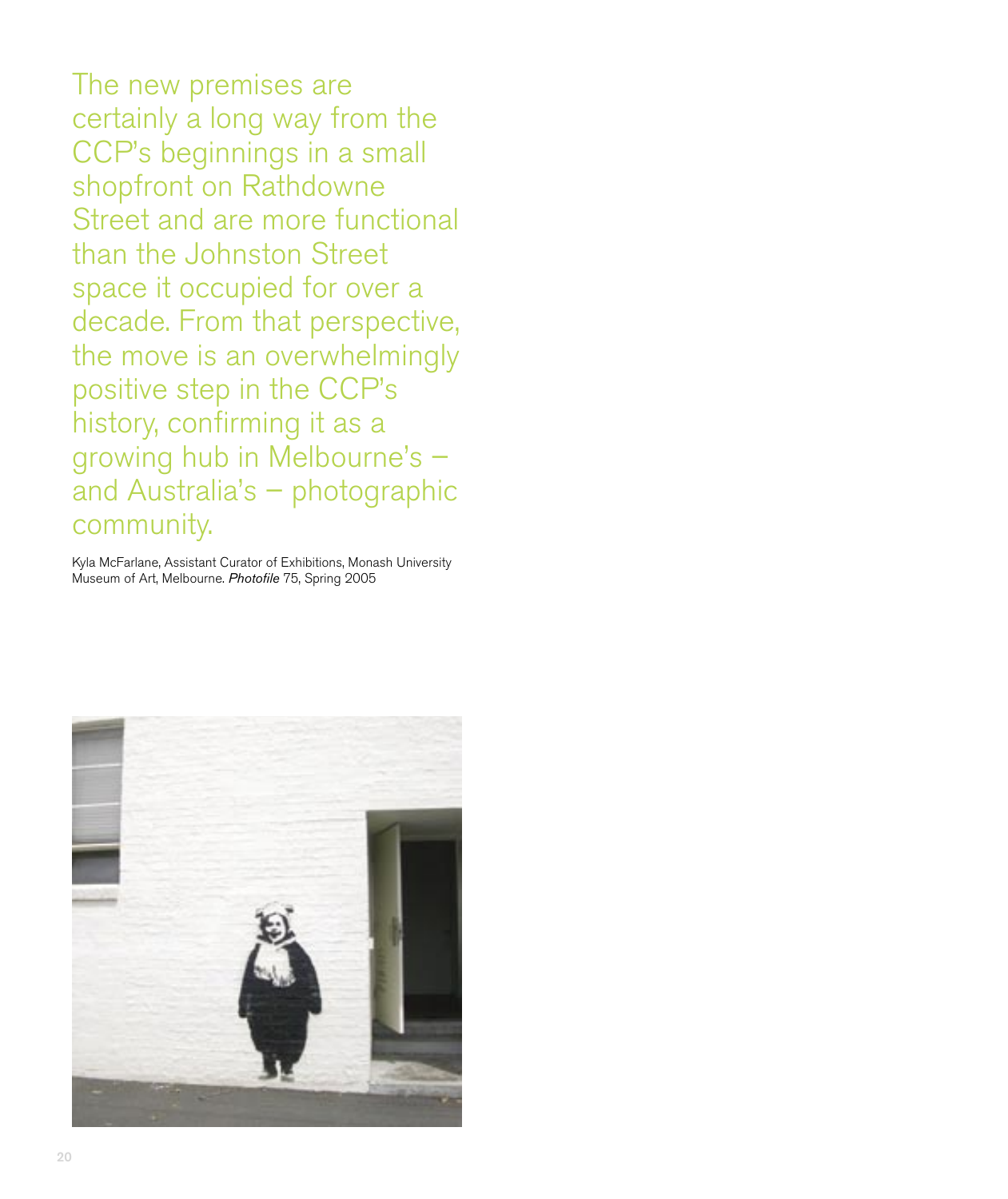The new premises are certainly a long way from the CCP's beginnings in a small shopfront on Rathdowne Street and are more functional than the Johnston Street space it occupied for over a decade. From that perspective, the move is an overwhelmingly positive step in the CCP's history, confirming it as a growing hub in Melbourne's – and Australia's – photographic community.

Kyla McFarlane, Assistant Curator of Exhibitions, Monash University Museum of Art, Melbourne. *Photofile* 75, Spring 2005